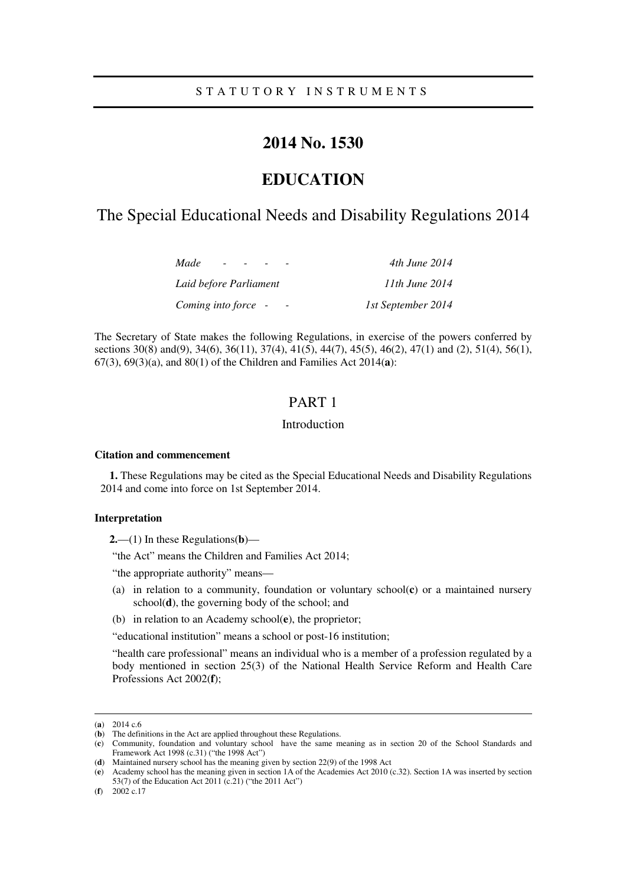STATUTORY INSTRUMENTS

# 2014 No. 1530

# EDUCATION

## The Special Educational Needs and Disability Regulations 2014

| | |
|---|---|
| *Made - - - -* | *4th June 2014* |
| *Laid before Parliament* | *11th June 2014* |
| *Coming into force - -* | *1st September 2014* |

The Secretary of State makes the following Regulations, in exercise of the powers conferred by sections 30(8) and(9), 34(6), 36(11), 37(4), 41(5), 44(7), 45(5), 46(2), 47(1) and (2), 51(4), 56(1), 67(3), 69(3)(a), and 80(1) of the Children and Families Act 2014(**a**):

## PART 1

### Introduction

#### Citation and commencement

**1.** These Regulations may be cited as the Special Educational Needs and Disability Regulations 2014 and come into force on 1st September 2014.

#### Interpretation

**2.**—(1) In these Regulations(**b**)—

"the Act" means the Children and Families Act 2014;

"the appropriate authority" means—

(a) in relation to a community, foundation or voluntary school(**c**) or a maintained nursery school(**d**), the governing body of the school; and

(b) in relation to an Academy school(**e**), the proprietor;

"educational institution" means a school or post-16 institution;

"health care professional" means an individual who is a member of a profession regulated by a body mentioned in section 25(3) of the National Health Service Reform and Health Care Professions Act 2002(**f**);

---

(**a**) 2014 c.6

(**b**) The definitions in the Act are applied throughout these Regulations.

(**c**) Community, foundation and voluntary school have the same meaning as in section 20 of the School Standards and Framework Act 1998 (c.31) ("the 1998 Act")

(**d**) Maintained nursery school has the meaning given by section 22(9) of the 1998 Act

(**e**) Academy school has the meaning given in section 1A of the Academies Act 2010 (c.32). Section 1A was inserted by section 53(7) of the Education Act 2011 (c.21) ("the 2011 Act")

(**f**) 2002 c.17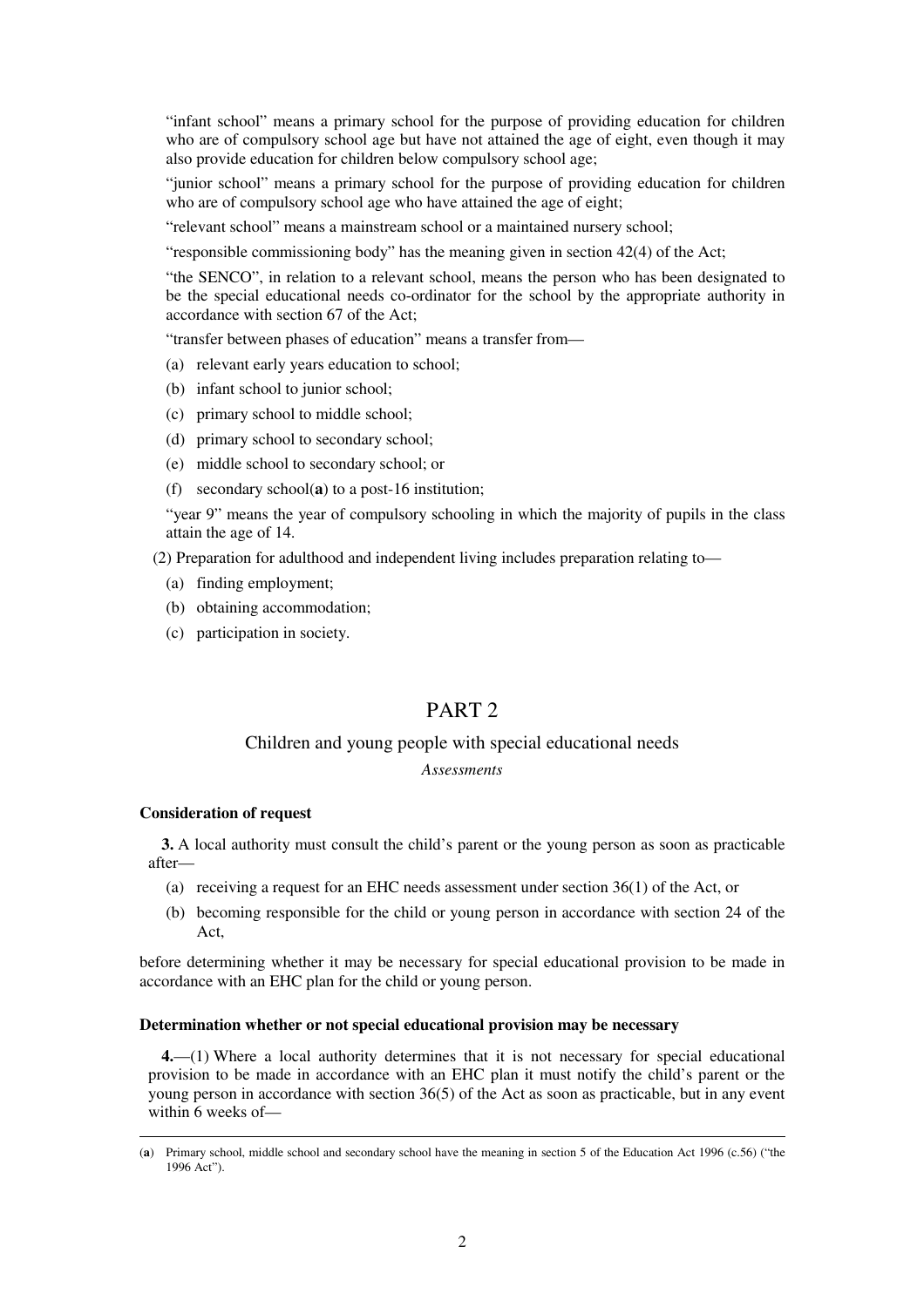"infant school" means a primary school for the purpose of providing education for children who are of compulsory school age but have not attained the age of eight, even though it may also provide education for children below compulsory school age;

"junior school" means a primary school for the purpose of providing education for children who are of compulsory school age who have attained the age of eight;

"relevant school" means a mainstream school or a maintained nursery school;

"responsible commissioning body" has the meaning given in section 42(4) of the Act;

"the SENCO", in relation to a relevant school, means the person who has been designated to be the special educational needs co-ordinator for the school by the appropriate authority in accordance with section 67 of the Act;

"transfer between phases of education" means a transfer from—

(a) relevant early years education to school;

(b) infant school to junior school;

(c) primary school to middle school;

(d) primary school to secondary school;

(e) middle school to secondary school; or

(f) secondary school([a]) to a post-16 institution;

"year 9" means the year of compulsory schooling in which the majority of pupils in the class attain the age of 14.

(2) Preparation for adulthood and independent living includes preparation relating to—

(a) finding employment;

(b) obtaining accommodation;

(c) participation in society.

# PART 2

## Children and young people with special educational needs

*Assessments*

**Consideration of request**

**3.** A local authority must consult the child's parent or the young person as soon as practicable after—

(a) receiving a request for an EHC needs assessment under section 36(1) of the Act, or

(b) becoming responsible for the child or young person in accordance with section 24 of the Act,

before determining whether it may be necessary for special educational provision to be made in accordance with an EHC plan for the child or young person.

**Determination whether or not special educational provision may be necessary**

**4.**—(1) Where a local authority determines that it is not necessary for special educational provision to be made in accordance with an EHC plan it must notify the child's parent or the young person in accordance with section 36(5) of the Act as soon as practicable, but in any event within 6 weeks of—

---

([a]) Primary school, middle school and secondary school have the meaning in section 5 of the Education Act 1996 (c.56) ("the 1996 Act").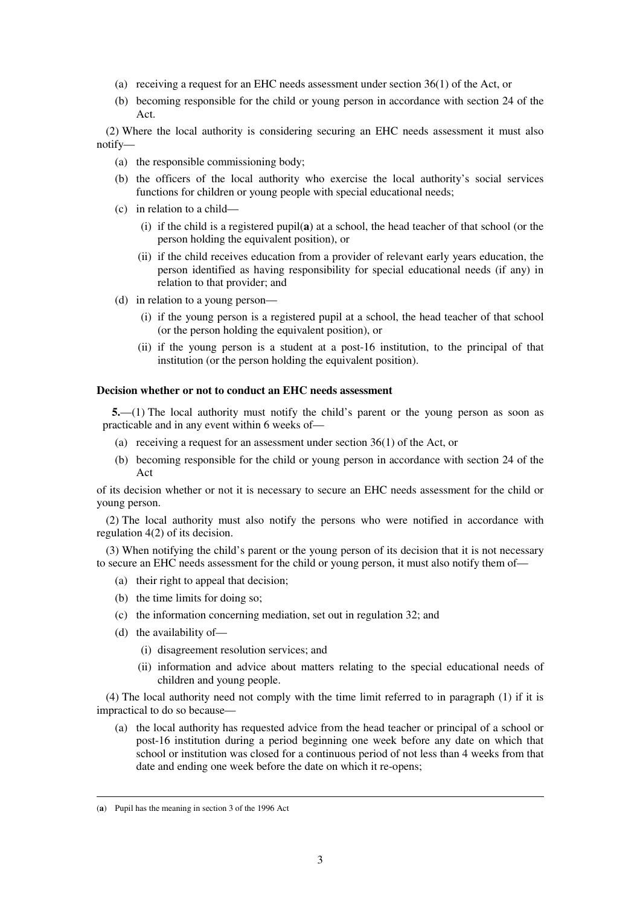(a) receiving a request for an EHC needs assessment under section 36(1) of the Act, or

(b) becoming responsible for the child or young person in accordance with section 24 of the Act.

(2) Where the local authority is considering securing an EHC needs assessment it must also notify—

(a) the responsible commissioning body;

(b) the officers of the local authority who exercise the local authority's social services functions for children or young people with special educational needs;

(c) in relation to a child—

(i) if the child is a registered pupil[(a)] at a school, the head teacher of that school (or the person holding the equivalent position), or

(ii) if the child receives education from a provider of relevant early years education, the person identified as having responsibility for special educational needs (if any) in relation to that provider; and

(d) in relation to a young person—

(i) if the young person is a registered pupil at a school, the head teacher of that school (or the person holding the equivalent position), or

(ii) if the young person is a student at a post-16 institution, to the principal of that institution (or the person holding the equivalent position).

**Decision whether or not to conduct an EHC needs assessment**

**5.**—(1) The local authority must notify the child's parent or the young person as soon as practicable and in any event within 6 weeks of—

(a) receiving a request for an assessment under section 36(1) of the Act, or

(b) becoming responsible for the child or young person in accordance with section 24 of the Act

of its decision whether or not it is necessary to secure an EHC needs assessment for the child or young person.

(2) The local authority must also notify the persons who were notified in accordance with regulation 4(2) of its decision.

(3) When notifying the child's parent or the young person of its decision that it is not necessary to secure an EHC needs assessment for the child or young person, it must also notify them of—

(a) their right to appeal that decision;

(b) the time limits for doing so;

(c) the information concerning mediation, set out in regulation 32; and

(d) the availability of—

(i) disagreement resolution services; and

(ii) information and advice about matters relating to the special educational needs of children and young people.

(4) The local authority need not comply with the time limit referred to in paragraph (1) if it is impractical to do so because—

(a) the local authority has requested advice from the head teacher or principal of a school or post-16 institution during a period beginning one week before any date on which that school or institution was closed for a continuous period of not less than 4 weeks from that date and ending one week before the date on which it re-opens;

---

(a) Pupil has the meaning in section 3 of the 1996 Act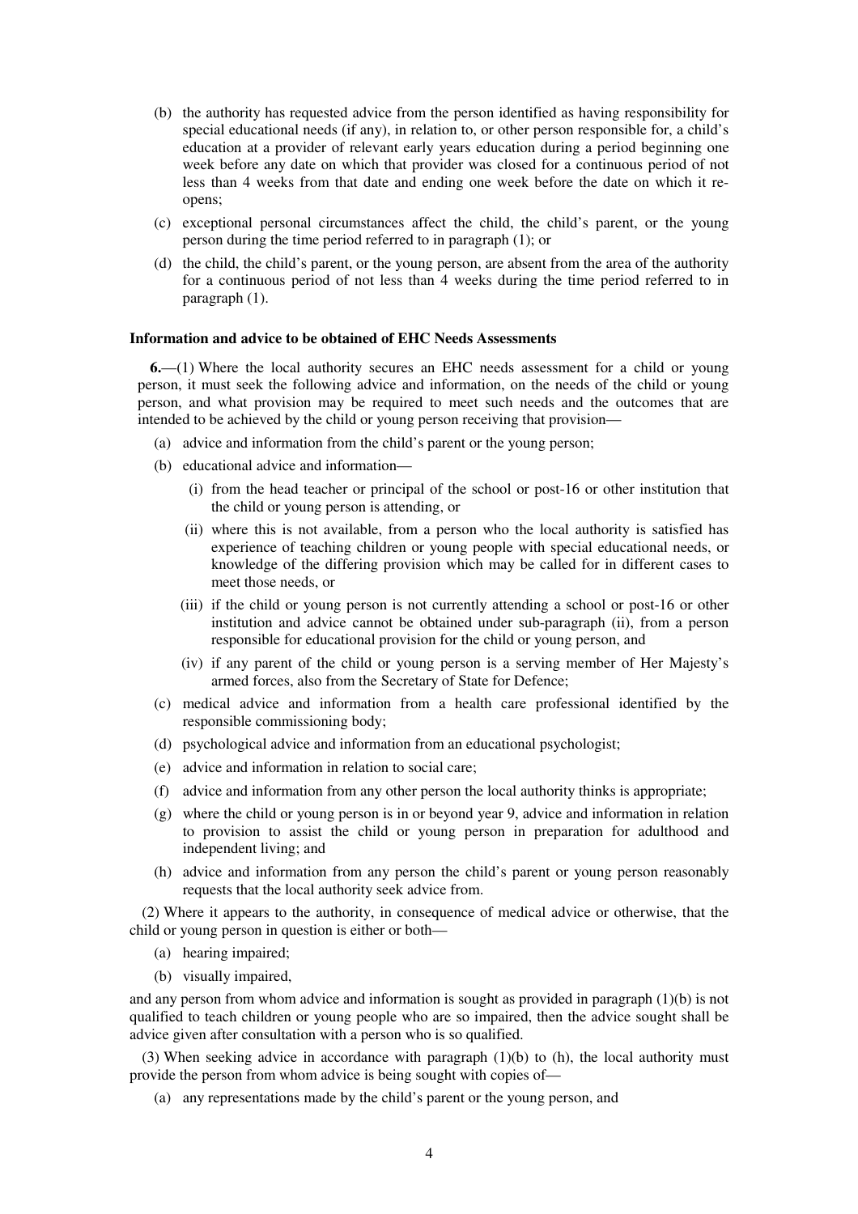(b) the authority has requested advice from the person identified as having responsibility for special educational needs (if any), in relation to, or other person responsible for, a child's education at a provider of relevant early years education during a period beginning one week before any date on which that provider was closed for a continuous period of not less than 4 weeks from that date and ending one week before the date on which it re-opens;

(c) exceptional personal circumstances affect the child, the child's parent, or the young person during the time period referred to in paragraph (1); or

(d) the child, the child's parent, or the young person, are absent from the area of the authority for a continuous period of not less than 4 weeks during the time period referred to in paragraph (1).

**Information and advice to be obtained of EHC Needs Assessments**

**6.**—(1) Where the local authority secures an EHC needs assessment for a child or young person, it must seek the following advice and information, on the needs of the child or young person, and what provision may be required to meet such needs and the outcomes that are intended to be achieved by the child or young person receiving that provision—

(a) advice and information from the child's parent or the young person;

(b) educational advice and information—

(i) from the head teacher or principal of the school or post-16 or other institution that the child or young person is attending, or

(ii) where this is not available, from a person who the local authority is satisfied has experience of teaching children or young people with special educational needs, or knowledge of the differing provision which may be called for in different cases to meet those needs, or

(iii) if the child or young person is not currently attending a school or post-16 or other institution and advice cannot be obtained under sub-paragraph (ii), from a person responsible for educational provision for the child or young person, and

(iv) if any parent of the child or young person is a serving member of Her Majesty's armed forces, also from the Secretary of State for Defence;

(c) medical advice and information from a health care professional identified by the responsible commissioning body;

(d) psychological advice and information from an educational psychologist;

(e) advice and information in relation to social care;

(f) advice and information from any other person the local authority thinks is appropriate;

(g) where the child or young person is in or beyond year 9, advice and information in relation to provision to assist the child or young person in preparation for adulthood and independent living; and

(h) advice and information from any person the child's parent or young person reasonably requests that the local authority seek advice from.

(2) Where it appears to the authority, in consequence of medical advice or otherwise, that the child or young person in question is either or both—

(a) hearing impaired;

(b) visually impaired,

and any person from whom advice and information is sought as provided in paragraph (1)(b) is not qualified to teach children or young people who are so impaired, then the advice sought shall be advice given after consultation with a person who is so qualified.

(3) When seeking advice in accordance with paragraph (1)(b) to (h), the local authority must provide the person from whom advice is being sought with copies of—

(a) any representations made by the child's parent or the young person, and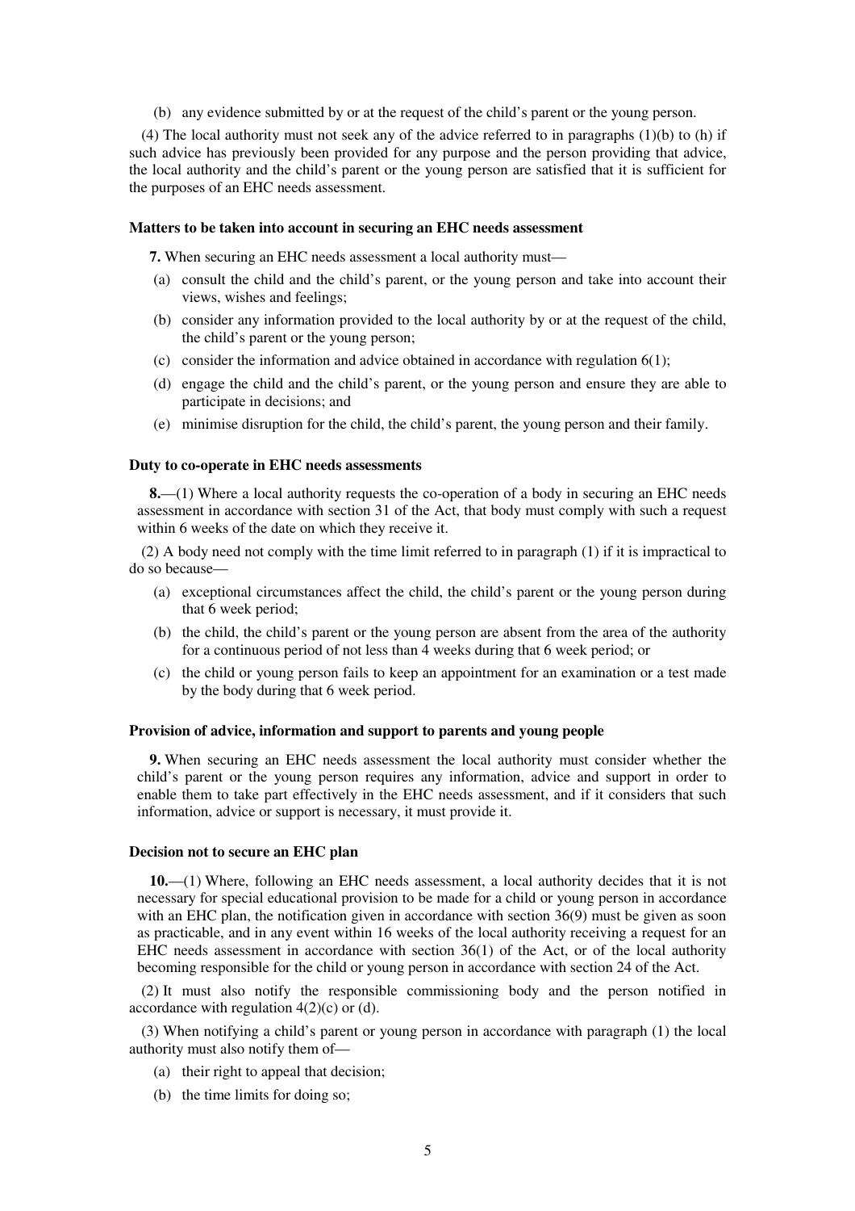(b) any evidence submitted by or at the request of the child's parent or the young person.

(4) The local authority must not seek any of the advice referred to in paragraphs (1)(b) to (h) if such advice has previously been provided for any purpose and the person providing that advice, the local authority and the child's parent or the young person are satisfied that it is sufficient for the purposes of an EHC needs assessment.

**Matters to be taken into account in securing an EHC needs assessment**

**7.** When securing an EHC needs assessment a local authority must—

(a) consult the child and the child's parent, or the young person and take into account their views, wishes and feelings;

(b) consider any information provided to the local authority by or at the request of the child, the child's parent or the young person;

(c) consider the information and advice obtained in accordance with regulation 6(1);

(d) engage the child and the child's parent, or the young person and ensure they are able to participate in decisions; and

(e) minimise disruption for the child, the child's parent, the young person and their family.

**Duty to co-operate in EHC needs assessments**

**8.**—(1) Where a local authority requests the co-operation of a body in securing an EHC needs assessment in accordance with section 31 of the Act, that body must comply with such a request within 6 weeks of the date on which they receive it.

(2) A body need not comply with the time limit referred to in paragraph (1) if it is impractical to do so because—

(a) exceptional circumstances affect the child, the child's parent or the young person during that 6 week period;

(b) the child, the child's parent or the young person are absent from the area of the authority for a continuous period of not less than 4 weeks during that 6 week period; or

(c) the child or young person fails to keep an appointment for an examination or a test made by the body during that 6 week period.

**Provision of advice, information and support to parents and young people**

**9.** When securing an EHC needs assessment the local authority must consider whether the child's parent or the young person requires any information, advice and support in order to enable them to take part effectively in the EHC needs assessment, and if it considers that such information, advice or support is necessary, it must provide it.

**Decision not to secure an EHC plan**

**10.**—(1) Where, following an EHC needs assessment, a local authority decides that it is not necessary for special educational provision to be made for a child or young person in accordance with an EHC plan, the notification given in accordance with section 36(9) must be given as soon as practicable, and in any event within 16 weeks of the local authority receiving a request for an EHC needs assessment in accordance with section 36(1) of the Act, or of the local authority becoming responsible for the child or young person in accordance with section 24 of the Act.

(2) It must also notify the responsible commissioning body and the person notified in accordance with regulation 4(2)(c) or (d).

(3) When notifying a child's parent or young person in accordance with paragraph (1) the local authority must also notify them of—

(a) their right to appeal that decision;

(b) the time limits for doing so;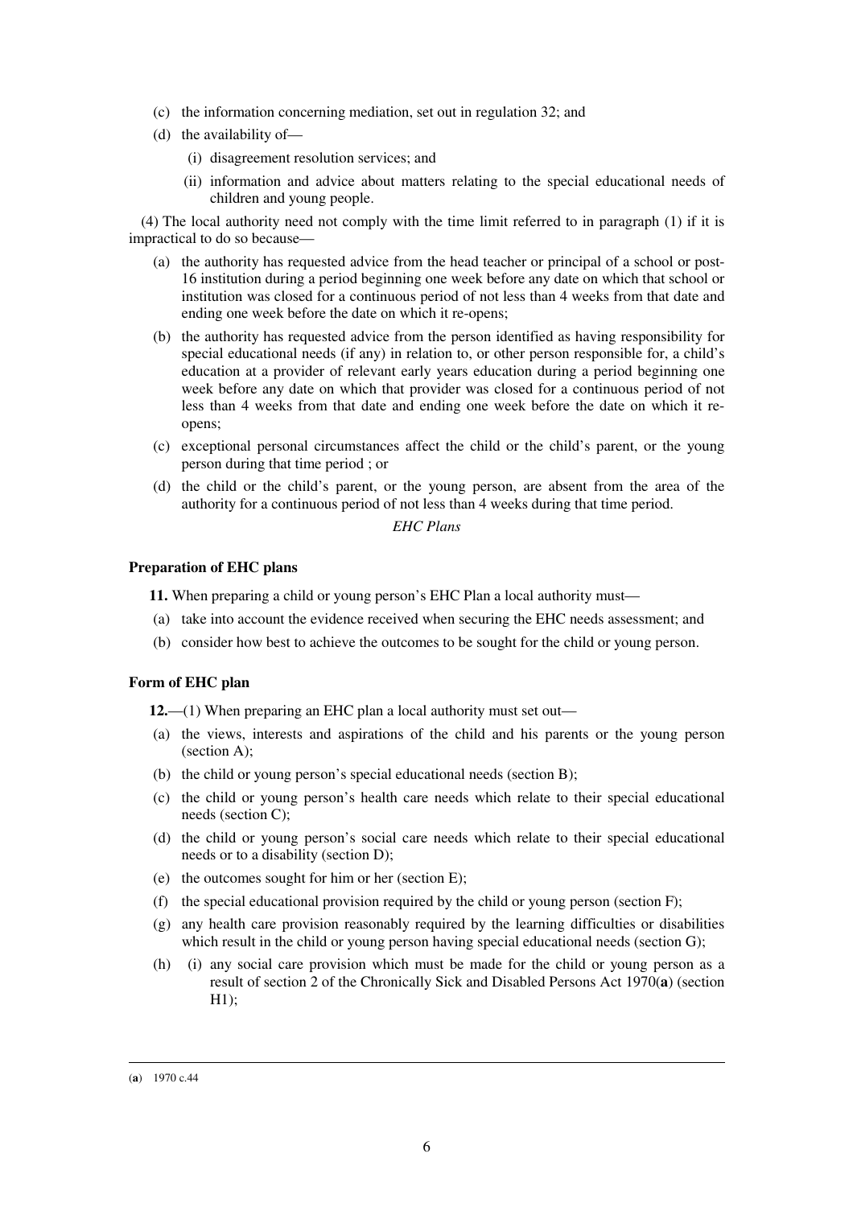(c) the information concerning mediation, set out in regulation 32; and

(d) the availability of—

  (i) disagreement resolution services; and

  (ii) information and advice about matters relating to the special educational needs of children and young people.

(4) The local authority need not comply with the time limit referred to in paragraph (1) if it is impractical to do so because—

(a) the authority has requested advice from the head teacher or principal of a school or post-16 institution during a period beginning one week before any date on which that school or institution was closed for a continuous period of not less than 4 weeks from that date and ending one week before the date on which it re-opens;

(b) the authority has requested advice from the person identified as having responsibility for special educational needs (if any) in relation to, or other person responsible for, a child's education at a provider of relevant early years education during a period beginning one week before any date on which that provider was closed for a continuous period of not less than 4 weeks from that date and ending one week before the date on which it re-opens;

(c) exceptional personal circumstances affect the child or the child's parent, or the young person during that time period ; or

(d) the child or the child's parent, or the young person, are absent from the area of the authority for a continuous period of not less than 4 weeks during that time period.

*EHC Plans*

**Preparation of EHC plans**

**11.** When preparing a child or young person's EHC Plan a local authority must—

(a) take into account the evidence received when securing the EHC needs assessment; and

(b) consider how best to achieve the outcomes to be sought for the child or young person.

**Form of EHC plan**

**12.**—(1) When preparing an EHC plan a local authority must set out—

(a) the views, interests and aspirations of the child and his parents or the young person (section A);

(b) the child or young person's special educational needs (section B);

(c) the child or young person's health care needs which relate to their special educational needs (section C);

(d) the child or young person's social care needs which relate to their special educational needs or to a disability (section D);

(e) the outcomes sought for him or her (section E);

(f) the special educational provision required by the child or young person (section F);

(g) any health care provision reasonably required by the learning difficulties or disabilities which result in the child or young person having special educational needs (section G);

(h) (i) any social care provision which must be made for the child or young person as a result of section 2 of the Chronically Sick and Disabled Persons Act 1970([a]) (section H1);

---

([a]) 1970 c.44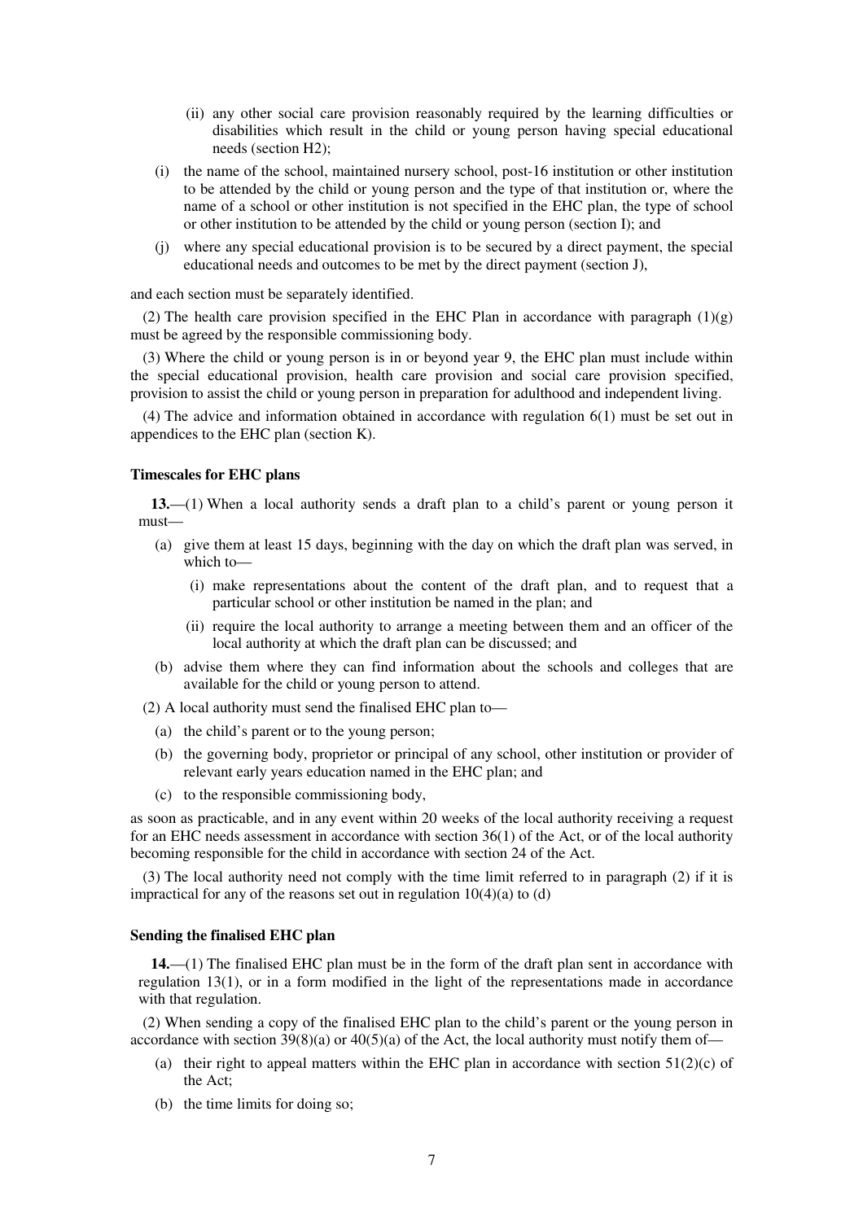(ii) any other social care provision reasonably required by the learning difficulties or disabilities which result in the child or young person having special educational needs (section H2);

(i) the name of the school, maintained nursery school, post-16 institution or other institution to be attended by the child or young person and the type of that institution or, where the name of a school or other institution is not specified in the EHC plan, the type of school or other institution to be attended by the child or young person (section I); and

(j) where any special educational provision is to be secured by a direct payment, the special educational needs and outcomes to be met by the direct payment (section J),

and each section must be separately identified.

(2) The health care provision specified in the EHC Plan in accordance with paragraph (1)(g) must be agreed by the responsible commissioning body.

(3) Where the child or young person is in or beyond year 9, the EHC plan must include within the special educational provision, health care provision and social care provision specified, provision to assist the child or young person in preparation for adulthood and independent living.

(4) The advice and information obtained in accordance with regulation 6(1) must be set out in appendices to the EHC plan (section K).

**Timescales for EHC plans**

**13.**—(1) When a local authority sends a draft plan to a child's parent or young person it must—

(a) give them at least 15 days, beginning with the day on which the draft plan was served, in which to—

(i) make representations about the content of the draft plan, and to request that a particular school or other institution be named in the plan; and

(ii) require the local authority to arrange a meeting between them and an officer of the local authority at which the draft plan can be discussed; and

(b) advise them where they can find information about the schools and colleges that are available for the child or young person to attend.

(2) A local authority must send the finalised EHC plan to—

(a) the child's parent or to the young person;

(b) the governing body, proprietor or principal of any school, other institution or provider of relevant early years education named in the EHC plan; and

(c) to the responsible commissioning body,

as soon as practicable, and in any event within 20 weeks of the local authority receiving a request for an EHC needs assessment in accordance with section 36(1) of the Act, or of the local authority becoming responsible for the child in accordance with section 24 of the Act.

(3) The local authority need not comply with the time limit referred to in paragraph (2) if it is impractical for any of the reasons set out in regulation 10(4)(a) to (d)

**Sending the finalised EHC plan**

**14.**—(1) The finalised EHC plan must be in the form of the draft plan sent in accordance with regulation 13(1), or in a form modified in the light of the representations made in accordance with that regulation.

(2) When sending a copy of the finalised EHC plan to the child's parent or the young person in accordance with section 39(8)(a) or 40(5)(a) of the Act, the local authority must notify them of—

(a) their right to appeal matters within the EHC plan in accordance with section 51(2)(c) of the Act;

(b) the time limits for doing so;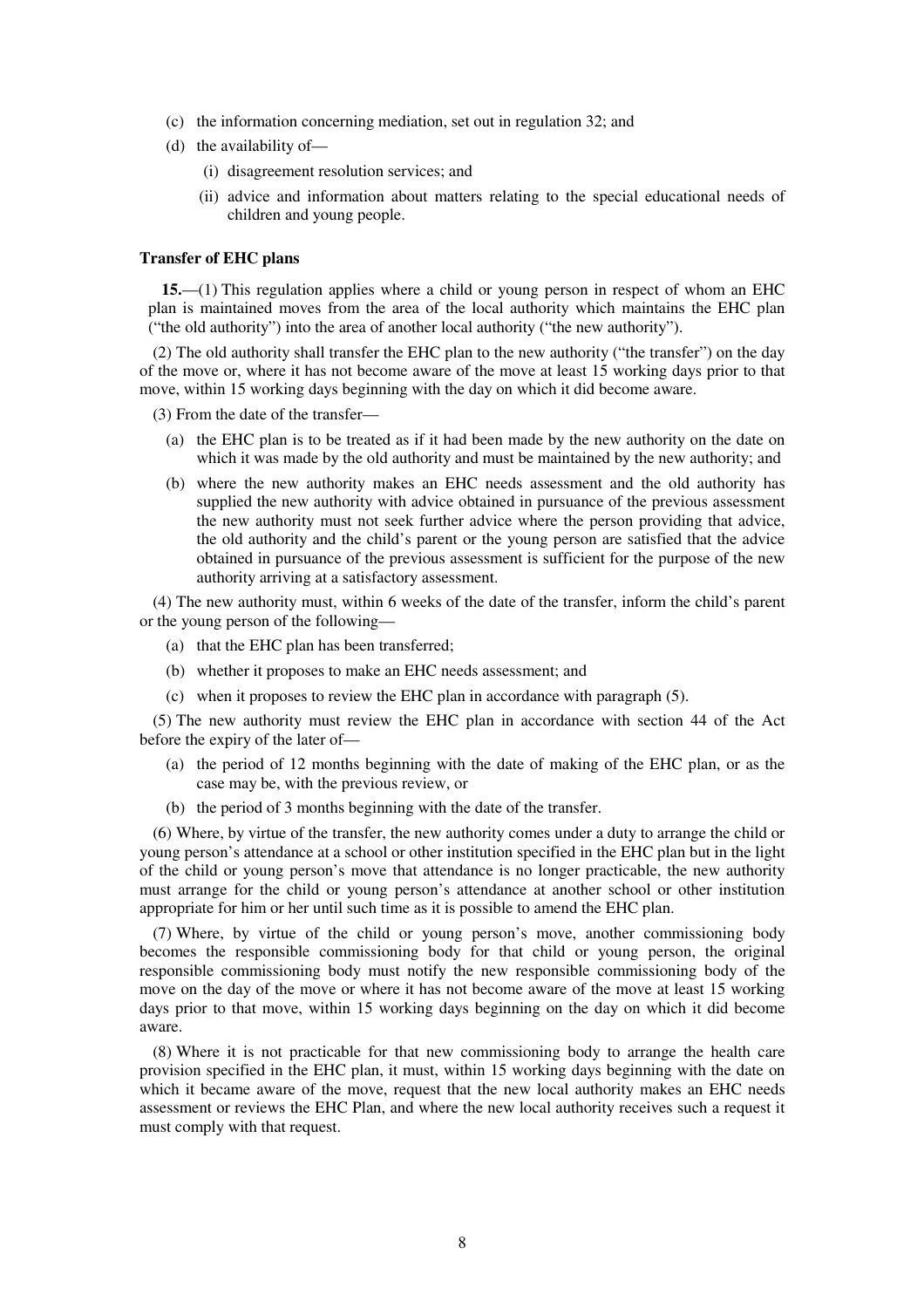(c) the information concerning mediation, set out in regulation 32; and

(d) the availability of—

(i) disagreement resolution services; and

(ii) advice and information about matters relating to the special educational needs of children and young people.

**Transfer of EHC plans**

**15.**—(1) This regulation applies where a child or young person in respect of whom an EHC plan is maintained moves from the area of the local authority which maintains the EHC plan ("the old authority") into the area of another local authority ("the new authority").

(2) The old authority shall transfer the EHC plan to the new authority ("the transfer") on the day of the move or, where it has not become aware of the move at least 15 working days prior to that move, within 15 working days beginning with the day on which it did become aware.

(3) From the date of the transfer—

(a) the EHC plan is to be treated as if it had been made by the new authority on the date on which it was made by the old authority and must be maintained by the new authority; and

(b) where the new authority makes an EHC needs assessment and the old authority has supplied the new authority with advice obtained in pursuance of the previous assessment the new authority must not seek further advice where the person providing that advice, the old authority and the child's parent or the young person are satisfied that the advice obtained in pursuance of the previous assessment is sufficient for the purpose of the new authority arriving at a satisfactory assessment.

(4) The new authority must, within 6 weeks of the date of the transfer, inform the child's parent or the young person of the following—

(a) that the EHC plan has been transferred;

(b) whether it proposes to make an EHC needs assessment; and

(c) when it proposes to review the EHC plan in accordance with paragraph (5).

(5) The new authority must review the EHC plan in accordance with section 44 of the Act before the expiry of the later of—

(a) the period of 12 months beginning with the date of making of the EHC plan, or as the case may be, with the previous review, or

(b) the period of 3 months beginning with the date of the transfer.

(6) Where, by virtue of the transfer, the new authority comes under a duty to arrange the child or young person's attendance at a school or other institution specified in the EHC plan but in the light of the child or young person's move that attendance is no longer practicable, the new authority must arrange for the child or young person's attendance at another school or other institution appropriate for him or her until such time as it is possible to amend the EHC plan.

(7) Where, by virtue of the child or young person's move, another commissioning body becomes the responsible commissioning body for that child or young person, the original responsible commissioning body must notify the new responsible commissioning body of the move on the day of the move or where it has not become aware of the move at least 15 working days prior to that move, within 15 working days beginning on the day on which it did become aware.

(8) Where it is not practicable for that new commissioning body to arrange the health care provision specified in the EHC plan, it must, within 15 working days beginning with the date on which it became aware of the move, request that the new local authority makes an EHC needs assessment or reviews the EHC Plan, and where the new local authority receives such a request it must comply with that request.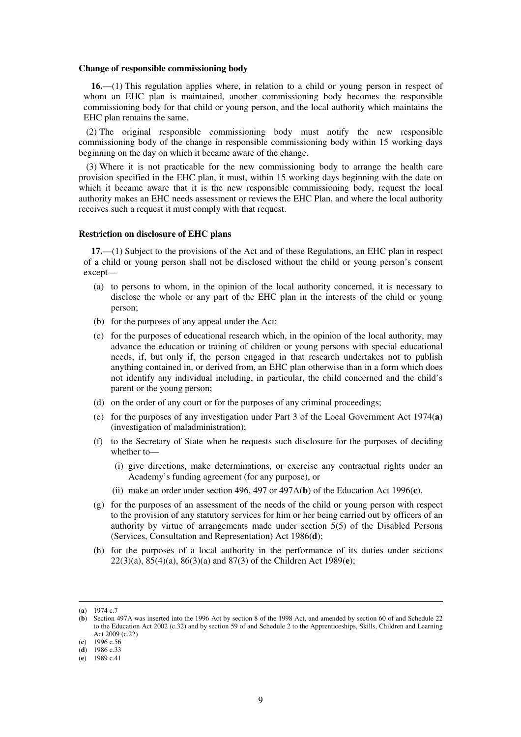**Change of responsible commissioning body**

**16.**—(1) This regulation applies where, in relation to a child or young person in respect of whom an EHC plan is maintained, another commissioning body becomes the responsible commissioning body for that child or young person, and the local authority which maintains the EHC plan remains the same.

(2) The original responsible commissioning body must notify the new responsible commissioning body of the change in responsible commissioning body within 15 working days beginning on the day on which it became aware of the change.

(3) Where it is not practicable for the new commissioning body to arrange the health care provision specified in the EHC plan, it must, within 15 working days beginning with the date on which it became aware that it is the new responsible commissioning body, request the local authority makes an EHC needs assessment or reviews the EHC Plan, and where the local authority receives such a request it must comply with that request.

**Restriction on disclosure of EHC plans**

**17.**—(1) Subject to the provisions of the Act and of these Regulations, an EHC plan in respect of a child or young person shall not be disclosed without the child or young person's consent except—

(a) to persons to whom, in the opinion of the local authority concerned, it is necessary to disclose the whole or any part of the EHC plan in the interests of the child or young person;

(b) for the purposes of any appeal under the Act;

(c) for the purposes of educational research which, in the opinion of the local authority, may advance the education or training of children or young persons with special educational needs, if, but only if, the person engaged in that research undertakes not to publish anything contained in, or derived from, an EHC plan otherwise than in a form which does not identify any individual including, in particular, the child concerned and the child's parent or the young person;

(d) on the order of any court or for the purposes of any criminal proceedings;

(e) for the purposes of any investigation under Part 3 of the Local Government Act 1974(**a**) (investigation of maladministration);

(f) to the Secretary of State when he requests such disclosure for the purposes of deciding whether to—

(i) give directions, make determinations, or exercise any contractual rights under an Academy's funding agreement (for any purpose), or

(ii) make an order under section 496, 497 or 497A(**b**) of the Education Act 1996(**c**).

(g) for the purposes of an assessment of the needs of the child or young person with respect to the provision of any statutory services for him or her being carried out by officers of an authority by virtue of arrangements made under section 5(5) of the Disabled Persons (Services, Consultation and Representation) Act 1986(**d**);

(h) for the purposes of a local authority in the performance of its duties under sections 22(3)(a), 85(4)(a), 86(3)(a) and 87(3) of the Children Act 1989(**e**);

---

(**a**) 1974 c.7

(**b**) Section 497A was inserted into the 1996 Act by section 8 of the 1998 Act, and amended by section 60 of and Schedule 22 to the Education Act 2002 (c.32) and by section 59 of and Schedule 2 to the Apprenticeships, Skills, Children and Learning Act 2009 (c.22)

(**c**) 1996 c.56

(**d**) 1986 c.33

(**e**) 1989 c.41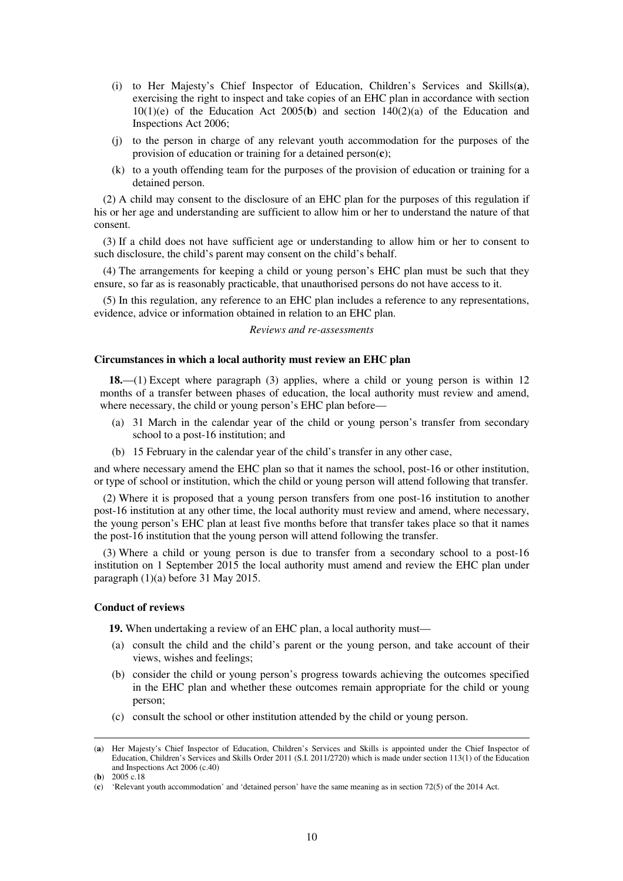- (i) to Her Majesty's Chief Inspector of Education, Children's Services and Skills(**a**), exercising the right to inspect and take copies of an EHC plan in accordance with section 10(1)(e) of the Education Act 2005(**b**) and section 140(2)(a) of the Education and Inspections Act 2006;
- (j) to the person in charge of any relevant youth accommodation for the purposes of the provision of education or training for a detained person(**c**);
- (k) to a youth offending team for the purposes of the provision of education or training for a detained person.

(2) A child may consent to the disclosure of an EHC plan for the purposes of this regulation if his or her age and understanding are sufficient to allow him or her to understand the nature of that consent.

(3) If a child does not have sufficient age or understanding to allow him or her to consent to such disclosure, the child's parent may consent on the child's behalf.

(4) The arrangements for keeping a child or young person's EHC plan must be such that they ensure, so far as is reasonably practicable, that unauthorised persons do not have access to it.

(5) In this regulation, any reference to an EHC plan includes a reference to any representations, evidence, advice or information obtained in relation to an EHC plan.

*Reviews and re-assessments*

**Circumstances in which a local authority must review an EHC plan**

**18.**—(1) Except where paragraph (3) applies, where a child or young person is within 12 months of a transfer between phases of education, the local authority must review and amend, where necessary, the child or young person's EHC plan before—

- (a) 31 March in the calendar year of the child or young person's transfer from secondary school to a post-16 institution; and
- (b) 15 February in the calendar year of the child's transfer in any other case,

and where necessary amend the EHC plan so that it names the school, post-16 or other institution, or type of school or institution, which the child or young person will attend following that transfer.

(2) Where it is proposed that a young person transfers from one post-16 institution to another post-16 institution at any other time, the local authority must review and amend, where necessary, the young person's EHC plan at least five months before that transfer takes place so that it names the post-16 institution that the young person will attend following the transfer.

(3) Where a child or young person is due to transfer from a secondary school to a post-16 institution on 1 September 2015 the local authority must amend and review the EHC plan under paragraph (1)(a) before 31 May 2015.

**Conduct of reviews**

**19.** When undertaking a review of an EHC plan, a local authority must—

- (a) consult the child and the child's parent or the young person, and take account of their views, wishes and feelings;
- (b) consider the child or young person's progress towards achieving the outcomes specified in the EHC plan and whether these outcomes remain appropriate for the child or young person;
- (c) consult the school or other institution attended by the child or young person.

---

(**a**) Her Majesty's Chief Inspector of Education, Children's Services and Skills is appointed under the Chief Inspector of Education, Children's Services and Skills Order 2011 (S.I. 2011/2720) which is made under section 113(1) of the Education and Inspections Act 2006 (c.40)

(**b**) 2005 c.18

(**c**) 'Relevant youth accommodation' and 'detained person' have the same meaning as in section 72(5) of the 2014 Act.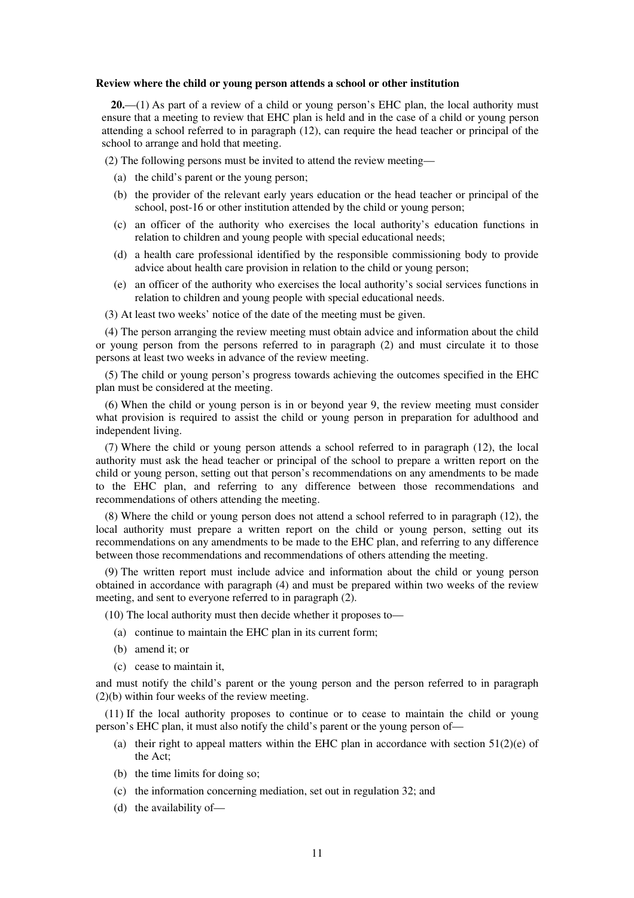**Review where the child or young person attends a school or other institution**

**20.**—(1) As part of a review of a child or young person's EHC plan, the local authority must ensure that a meeting to review that EHC plan is held and in the case of a child or young person attending a school referred to in paragraph (12), can require the head teacher or principal of the school to arrange and hold that meeting.

(2) The following persons must be invited to attend the review meeting—

- (a) the child's parent or the young person;
- (b) the provider of the relevant early years education or the head teacher or principal of the school, post-16 or other institution attended by the child or young person;
- (c) an officer of the authority who exercises the local authority's education functions in relation to children and young people with special educational needs;
- (d) a health care professional identified by the responsible commissioning body to provide advice about health care provision in relation to the child or young person;
- (e) an officer of the authority who exercises the local authority's social services functions in relation to children and young people with special educational needs.

(3) At least two weeks' notice of the date of the meeting must be given.

(4) The person arranging the review meeting must obtain advice and information about the child or young person from the persons referred to in paragraph (2) and must circulate it to those persons at least two weeks in advance of the review meeting.

(5) The child or young person's progress towards achieving the outcomes specified in the EHC plan must be considered at the meeting.

(6) When the child or young person is in or beyond year 9, the review meeting must consider what provision is required to assist the child or young person in preparation for adulthood and independent living.

(7) Where the child or young person attends a school referred to in paragraph (12), the local authority must ask the head teacher or principal of the school to prepare a written report on the child or young person, setting out that person's recommendations on any amendments to be made to the EHC plan, and referring to any difference between those recommendations and recommendations of others attending the meeting.

(8) Where the child or young person does not attend a school referred to in paragraph (12), the local authority must prepare a written report on the child or young person, setting out its recommendations on any amendments to be made to the EHC plan, and referring to any difference between those recommendations and recommendations of others attending the meeting.

(9) The written report must include advice and information about the child or young person obtained in accordance with paragraph (4) and must be prepared within two weeks of the review meeting, and sent to everyone referred to in paragraph (2).

(10) The local authority must then decide whether it proposes to—

- (a) continue to maintain the EHC plan in its current form;
- (b) amend it; or
- (c) cease to maintain it,

and must notify the child's parent or the young person and the person referred to in paragraph (2)(b) within four weeks of the review meeting.

(11) If the local authority proposes to continue or to cease to maintain the child or young person's EHC plan, it must also notify the child's parent or the young person of—

- (a) their right to appeal matters within the EHC plan in accordance with section 51(2)(e) of the Act;
- (b) the time limits for doing so;
- (c) the information concerning mediation, set out in regulation 32; and
- (d) the availability of—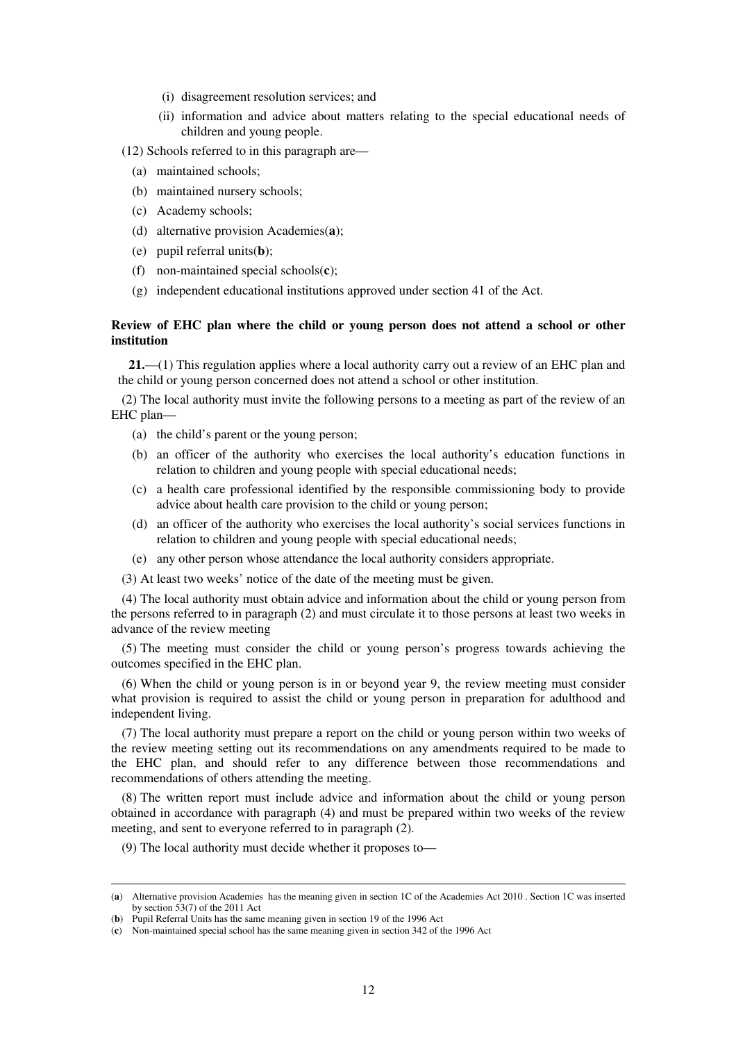(i) disagreement resolution services; and

(ii) information and advice about matters relating to the special educational needs of children and young people.

(12) Schools referred to in this paragraph are—

(a) maintained schools;

(b) maintained nursery schools;

(c) Academy schools;

(d) alternative provision Academies(**a**);

(e) pupil referral units(**b**);

(f) non-maintained special schools(**c**);

(g) independent educational institutions approved under section 41 of the Act.

**Review of EHC plan where the child or young person does not attend a school or other institution**

**21.**—(1) This regulation applies where a local authority carry out a review of an EHC plan and the child or young person concerned does not attend a school or other institution.

(2) The local authority must invite the following persons to a meeting as part of the review of an EHC plan—

(a) the child's parent or the young person;

(b) an officer of the authority who exercises the local authority's education functions in relation to children and young people with special educational needs;

(c) a health care professional identified by the responsible commissioning body to provide advice about health care provision to the child or young person;

(d) an officer of the authority who exercises the local authority's social services functions in relation to children and young people with special educational needs;

(e) any other person whose attendance the local authority considers appropriate.

(3) At least two weeks' notice of the date of the meeting must be given.

(4) The local authority must obtain advice and information about the child or young person from the persons referred to in paragraph (2) and must circulate it to those persons at least two weeks in advance of the review meeting

(5) The meeting must consider the child or young person's progress towards achieving the outcomes specified in the EHC plan.

(6) When the child or young person is in or beyond year 9, the review meeting must consider what provision is required to assist the child or young person in preparation for adulthood and independent living.

(7) The local authority must prepare a report on the child or young person within two weeks of the review meeting setting out its recommendations on any amendments required to be made to the EHC plan, and should refer to any difference between those recommendations and recommendations of others attending the meeting.

(8) The written report must include advice and information about the child or young person obtained in accordance with paragraph (4) and must be prepared within two weeks of the review meeting, and sent to everyone referred to in paragraph (2).

(9) The local authority must decide whether it proposes to—

---

(**a**) Alternative provision Academies has the meaning given in section 1C of the Academies Act 2010 . Section 1C was inserted by section 53(7) of the 2011 Act

(**b**) Pupil Referral Units has the same meaning given in section 19 of the 1996 Act

(**c**) Non-maintained special school has the same meaning given in section 342 of the 1996 Act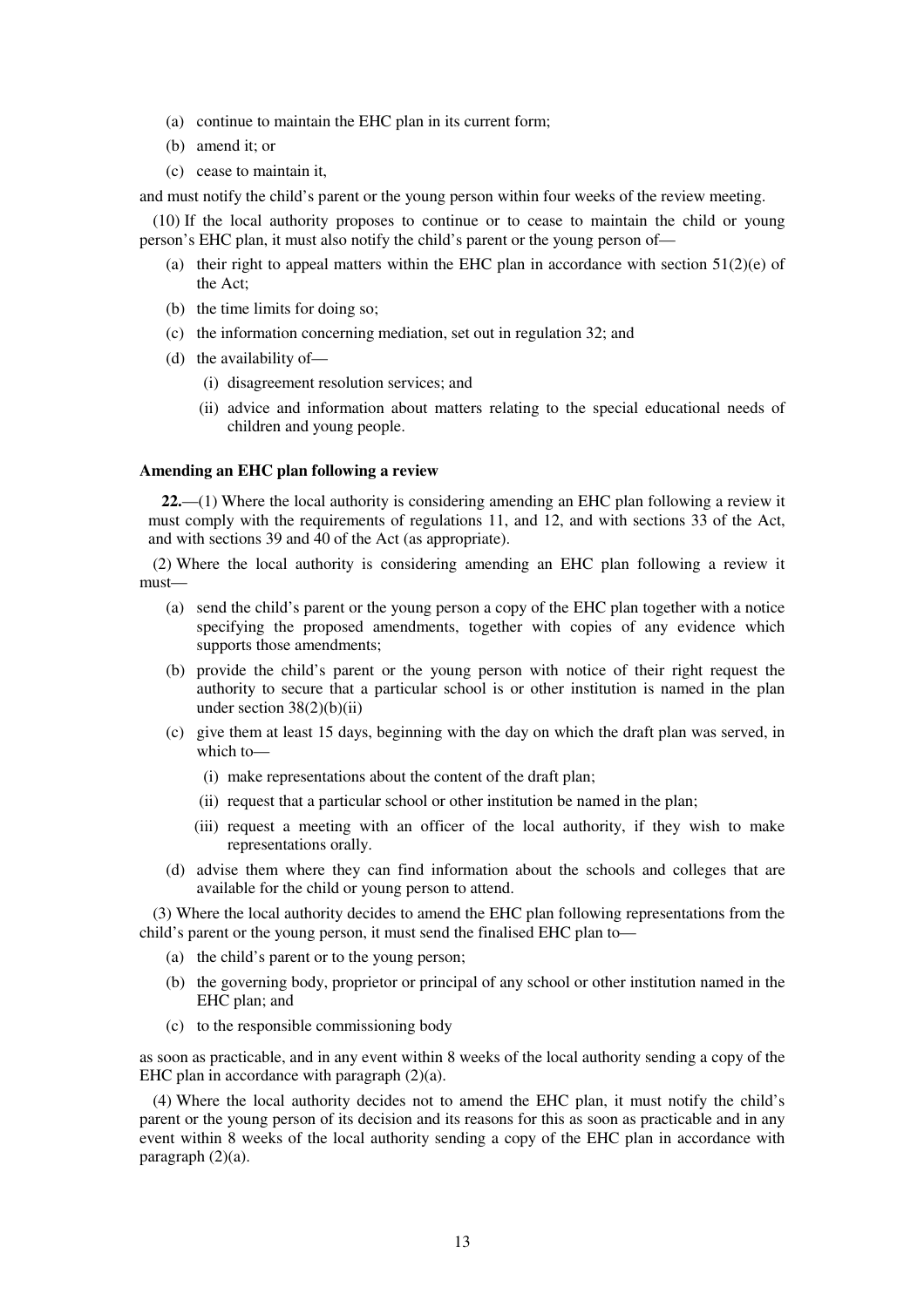(a) continue to maintain the EHC plan in its current form;

(b) amend it; or

(c) cease to maintain it,

and must notify the child's parent or the young person within four weeks of the review meeting.

(10) If the local authority proposes to continue or to cease to maintain the child or young person's EHC plan, it must also notify the child's parent or the young person of—

(a) their right to appeal matters within the EHC plan in accordance with section 51(2)(e) of the Act;

(b) the time limits for doing so;

(c) the information concerning mediation, set out in regulation 32; and

(d) the availability of—

(i) disagreement resolution services; and

(ii) advice and information about matters relating to the special educational needs of children and young people.

**Amending an EHC plan following a review**

**22.**—(1) Where the local authority is considering amending an EHC plan following a review it must comply with the requirements of regulations 11, and 12, and with sections 33 of the Act, and with sections 39 and 40 of the Act (as appropriate).

(2) Where the local authority is considering amending an EHC plan following a review it must—

(a) send the child's parent or the young person a copy of the EHC plan together with a notice specifying the proposed amendments, together with copies of any evidence which supports those amendments;

(b) provide the child's parent or the young person with notice of their right request the authority to secure that a particular school is or other institution is named in the plan under section 38(2)(b)(ii)

(c) give them at least 15 days, beginning with the day on which the draft plan was served, in which to—

(i) make representations about the content of the draft plan;

(ii) request that a particular school or other institution be named in the plan;

(iii) request a meeting with an officer of the local authority, if they wish to make representations orally.

(d) advise them where they can find information about the schools and colleges that are available for the child or young person to attend.

(3) Where the local authority decides to amend the EHC plan following representations from the child's parent or the young person, it must send the finalised EHC plan to—

(a) the child's parent or to the young person;

(b) the governing body, proprietor or principal of any school or other institution named in the EHC plan; and

(c) to the responsible commissioning body

as soon as practicable, and in any event within 8 weeks of the local authority sending a copy of the EHC plan in accordance with paragraph (2)(a).

(4) Where the local authority decides not to amend the EHC plan, it must notify the child's parent or the young person of its decision and its reasons for this as soon as practicable and in any event within 8 weeks of the local authority sending a copy of the EHC plan in accordance with paragraph (2)(a).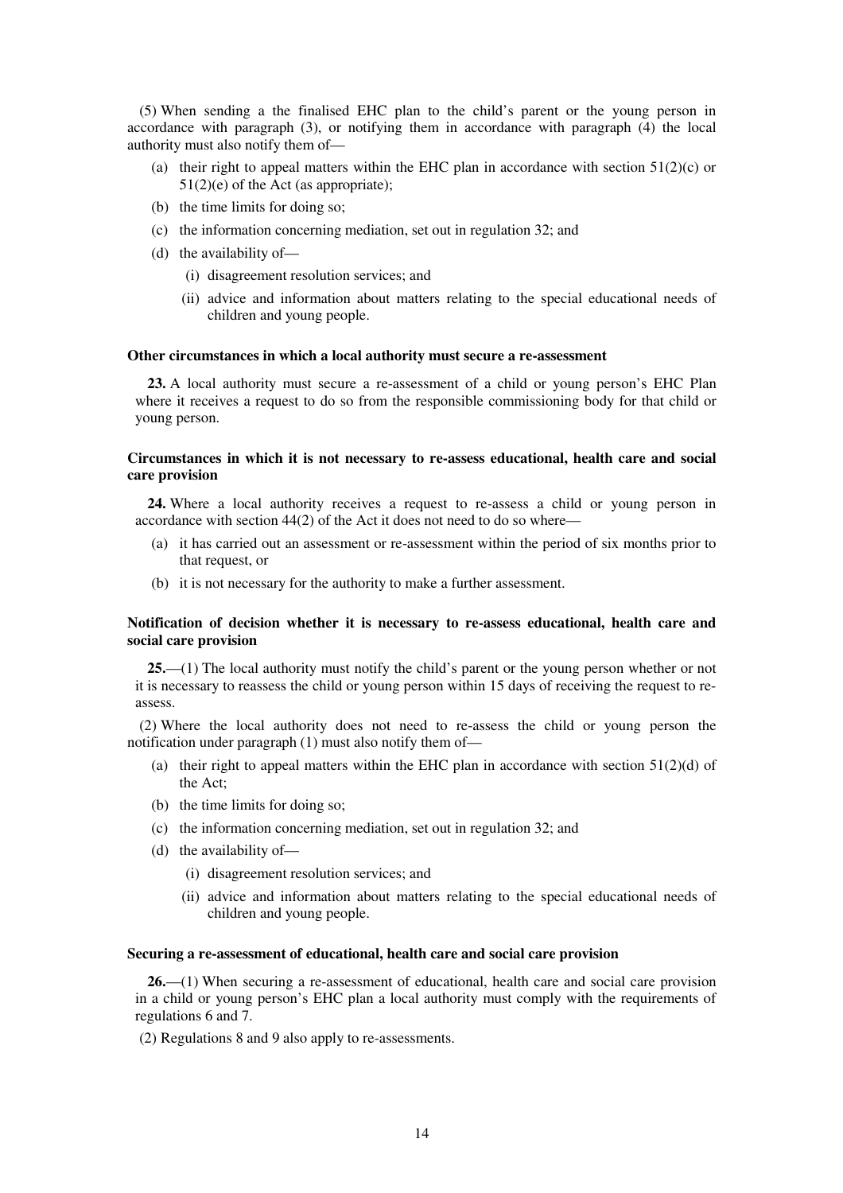(5) When sending a the finalised EHC plan to the child's parent or the young person in accordance with paragraph (3), or notifying them in accordance with paragraph (4) the local authority must also notify them of—

(a) their right to appeal matters within the EHC plan in accordance with section 51(2)(c) or 51(2)(e) of the Act (as appropriate);

(b) the time limits for doing so;

(c) the information concerning mediation, set out in regulation 32; and

(d) the availability of—

(i) disagreement resolution services; and

(ii) advice and information about matters relating to the special educational needs of children and young people.

**Other circumstances in which a local authority must secure a re-assessment**

**23.** A local authority must secure a re-assessment of a child or young person's EHC Plan where it receives a request to do so from the responsible commissioning body for that child or young person.

**Circumstances in which it is not necessary to re-assess educational, health care and social care provision**

**24.** Where a local authority receives a request to re-assess a child or young person in accordance with section 44(2) of the Act it does not need to do so where—

(a) it has carried out an assessment or re-assessment within the period of six months prior to that request, or

(b) it is not necessary for the authority to make a further assessment.

**Notification of decision whether it is necessary to re-assess educational, health care and social care provision**

**25.**—(1) The local authority must notify the child's parent or the young person whether or not it is necessary to reassess the child or young person within 15 days of receiving the request to re-assess.

(2) Where the local authority does not need to re-assess the child or young person the notification under paragraph (1) must also notify them of—

(a) their right to appeal matters within the EHC plan in accordance with section 51(2)(d) of the Act;

(b) the time limits for doing so;

(c) the information concerning mediation, set out in regulation 32; and

(d) the availability of—

(i) disagreement resolution services; and

(ii) advice and information about matters relating to the special educational needs of children and young people.

**Securing a re-assessment of educational, health care and social care provision**

**26.**—(1) When securing a re-assessment of educational, health care and social care provision in a child or young person's EHC plan a local authority must comply with the requirements of regulations 6 and 7.

(2) Regulations 8 and 9 also apply to re-assessments.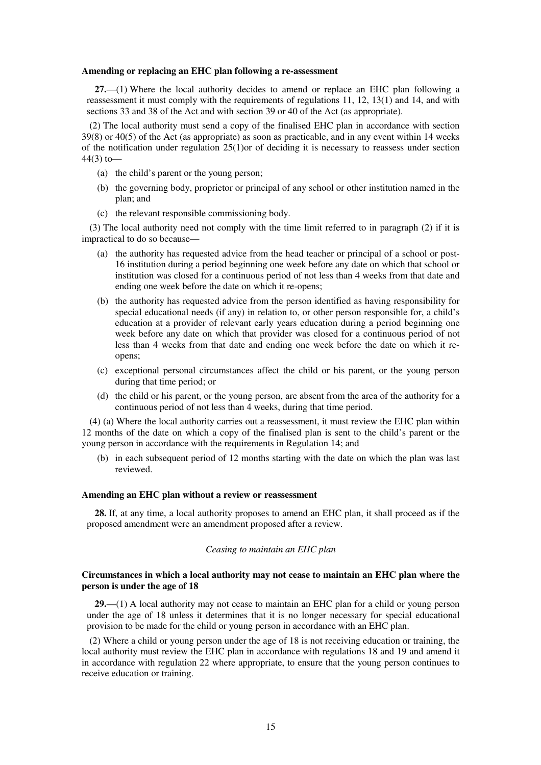### Amending or replacing an EHC plan following a re-assessment

**27.**—(1) Where the local authority decides to amend or replace an EHC plan following a reassessment it must comply with the requirements of regulations 11, 12, 13(1) and 14, and with sections 33 and 38 of the Act and with section 39 or 40 of the Act (as appropriate).

(2) The local authority must send a copy of the finalised EHC plan in accordance with section 39(8) or 40(5) of the Act (as appropriate) as soon as practicable, and in any event within 14 weeks of the notification under regulation 25(1)or of deciding it is necessary to reassess under section 44(3) to—

- (a) the child's parent or the young person;
- (b) the governing body, proprietor or principal of any school or other institution named in the plan; and
- (c) the relevant responsible commissioning body.

(3) The local authority need not comply with the time limit referred to in paragraph (2) if it is impractical to do so because—

- (a) the authority has requested advice from the head teacher or principal of a school or post-16 institution during a period beginning one week before any date on which that school or institution was closed for a continuous period of not less than 4 weeks from that date and ending one week before the date on which it re-opens;
- (b) the authority has requested advice from the person identified as having responsibility for special educational needs (if any) in relation to, or other person responsible for, a child's education at a provider of relevant early years education during a period beginning one week before any date on which that provider was closed for a continuous period of not less than 4 weeks from that date and ending one week before the date on which it re-opens;
- (c) exceptional personal circumstances affect the child or his parent, or the young person during that time period; or
- (d) the child or his parent, or the young person, are absent from the area of the authority for a continuous period of not less than 4 weeks, during that time period.

(4) (a) Where the local authority carries out a reassessment, it must review the EHC plan within 12 months of the date on which a copy of the finalised plan is sent to the child's parent or the young person in accordance with the requirements in Regulation 14; and

- (b) in each subsequent period of 12 months starting with the date on which the plan was last reviewed.

### Amending an EHC plan without a review or reassessment

**28.** If, at any time, a local authority proposes to amend an EHC plan, it shall proceed as if the proposed amendment were an amendment proposed after a review.

*Ceasing to maintain an EHC plan*

### Circumstances in which a local authority may not cease to maintain an EHC plan where the person is under the age of 18

**29.**—(1) A local authority may not cease to maintain an EHC plan for a child or young person under the age of 18 unless it determines that it is no longer necessary for special educational provision to be made for the child or young person in accordance with an EHC plan.

(2) Where a child or young person under the age of 18 is not receiving education or training, the local authority must review the EHC plan in accordance with regulations 18 and 19 and amend it in accordance with regulation 22 where appropriate, to ensure that the young person continues to receive education or training.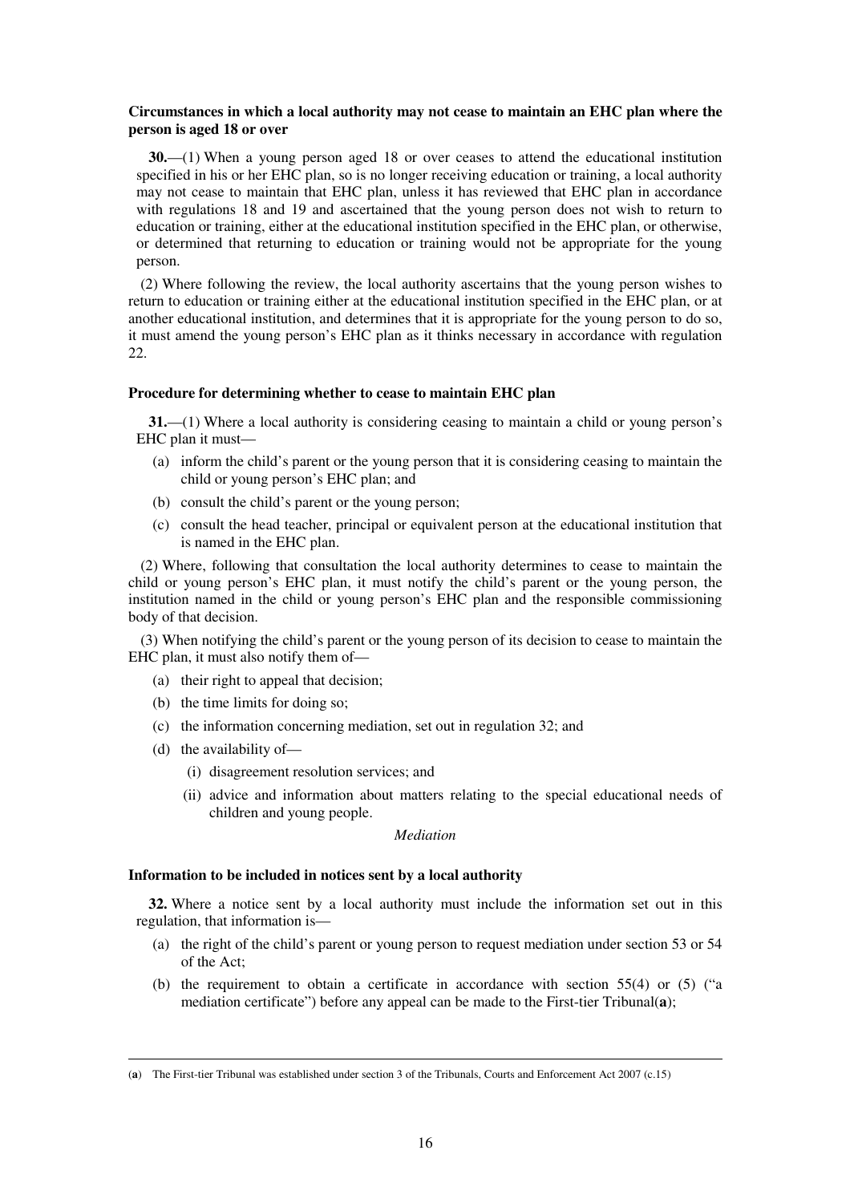**Circumstances in which a local authority may not cease to maintain an EHC plan where the person is aged 18 or over**

**30.**—(1) When a young person aged 18 or over ceases to attend the educational institution specified in his or her EHC plan, so is no longer receiving education or training, a local authority may not cease to maintain that EHC plan, unless it has reviewed that EHC plan in accordance with regulations 18 and 19 and ascertained that the young person does not wish to return to education or training, either at the educational institution specified in the EHC plan, or otherwise, or determined that returning to education or training would not be appropriate for the young person.

(2) Where following the review, the local authority ascertains that the young person wishes to return to education or training either at the educational institution specified in the EHC plan, or at another educational institution, and determines that it is appropriate for the young person to do so, it must amend the young person's EHC plan as it thinks necessary in accordance with regulation 22.

**Procedure for determining whether to cease to maintain EHC plan**

**31.**—(1) Where a local authority is considering ceasing to maintain a child or young person's EHC plan it must—

- (a) inform the child's parent or the young person that it is considering ceasing to maintain the child or young person's EHC plan; and
- (b) consult the child's parent or the young person;
- (c) consult the head teacher, principal or equivalent person at the educational institution that is named in the EHC plan.

(2) Where, following that consultation the local authority determines to cease to maintain the child or young person's EHC plan, it must notify the child's parent or the young person, the institution named in the child or young person's EHC plan and the responsible commissioning body of that decision.

(3) When notifying the child's parent or the young person of its decision to cease to maintain the EHC plan, it must also notify them of—

- (a) their right to appeal that decision;
- (b) the time limits for doing so;
- (c) the information concerning mediation, set out in regulation 32; and
- (d) the availability of—
  - (i) disagreement resolution services; and
  - (ii) advice and information about matters relating to the special educational needs of children and young people.

*Mediation*

**Information to be included in notices sent by a local authority**

**32.** Where a notice sent by a local authority must include the information set out in this regulation, that information is—

- (a) the right of the child's parent or young person to request mediation under section 53 or 54 of the Act;
- (b) the requirement to obtain a certificate in accordance with section 55(4) or (5) ("a mediation certificate") before any appeal can be made to the First-tier Tribunal([a]);

---

([a]) The First-tier Tribunal was established under section 3 of the Tribunals, Courts and Enforcement Act 2007 (c.15)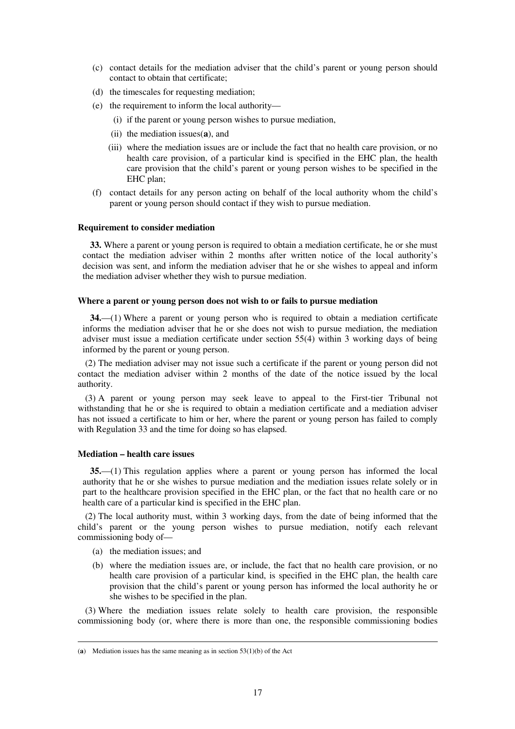(c) contact details for the mediation adviser that the child's parent or young person should contact to obtain that certificate;

(d) the timescales for requesting mediation;

(e) the requirement to inform the local authority—

  (i) if the parent or young person wishes to pursue mediation,

  (ii) the mediation issues([a]), and

  (iii) where the mediation issues are or include the fact that no health care provision, or no health care provision, of a particular kind is specified in the EHC plan, the health care provision that the child's parent or young person wishes to be specified in the EHC plan;

(f) contact details for any person acting on behalf of the local authority whom the child's parent or young person should contact if they wish to pursue mediation.

**Requirement to consider mediation**

**33.** Where a parent or young person is required to obtain a mediation certificate, he or she must contact the mediation adviser within 2 months after written notice of the local authority's decision was sent, and inform the mediation adviser that he or she wishes to appeal and inform the mediation adviser whether they wish to pursue mediation.

**Where a parent or young person does not wish to or fails to pursue mediation**

**34.**—(1) Where a parent or young person who is required to obtain a mediation certificate informs the mediation adviser that he or she does not wish to pursue mediation, the mediation adviser must issue a mediation certificate under section 55(4) within 3 working days of being informed by the parent or young person.

(2) The mediation adviser may not issue such a certificate if the parent or young person did not contact the mediation adviser within 2 months of the date of the notice issued by the local authority.

(3) A parent or young person may seek leave to appeal to the First-tier Tribunal not withstanding that he or she is required to obtain a mediation certificate and a mediation adviser has not issued a certificate to him or her, where the parent or young person has failed to comply with Regulation 33 and the time for doing so has elapsed.

**Mediation – health care issues**

**35.**—(1) This regulation applies where a parent or young person has informed the local authority that he or she wishes to pursue mediation and the mediation issues relate solely or in part to the healthcare provision specified in the EHC plan, or the fact that no health care or no health care of a particular kind is specified in the EHC plan.

(2) The local authority must, within 3 working days, from the date of being informed that the child's parent or the young person wishes to pursue mediation, notify each relevant commissioning body of—

(a) the mediation issues; and

(b) where the mediation issues are, or include, the fact that no health care provision, or no health care provision of a particular kind, is specified in the EHC plan, the health care provision that the child's parent or young person has informed the local authority he or she wishes to be specified in the plan.

(3) Where the mediation issues relate solely to health care provision, the responsible commissioning body (or, where there is more than one, the responsible commissioning bodies

---

(a) Mediation issues has the same meaning as in section 53(1)(b) of the Act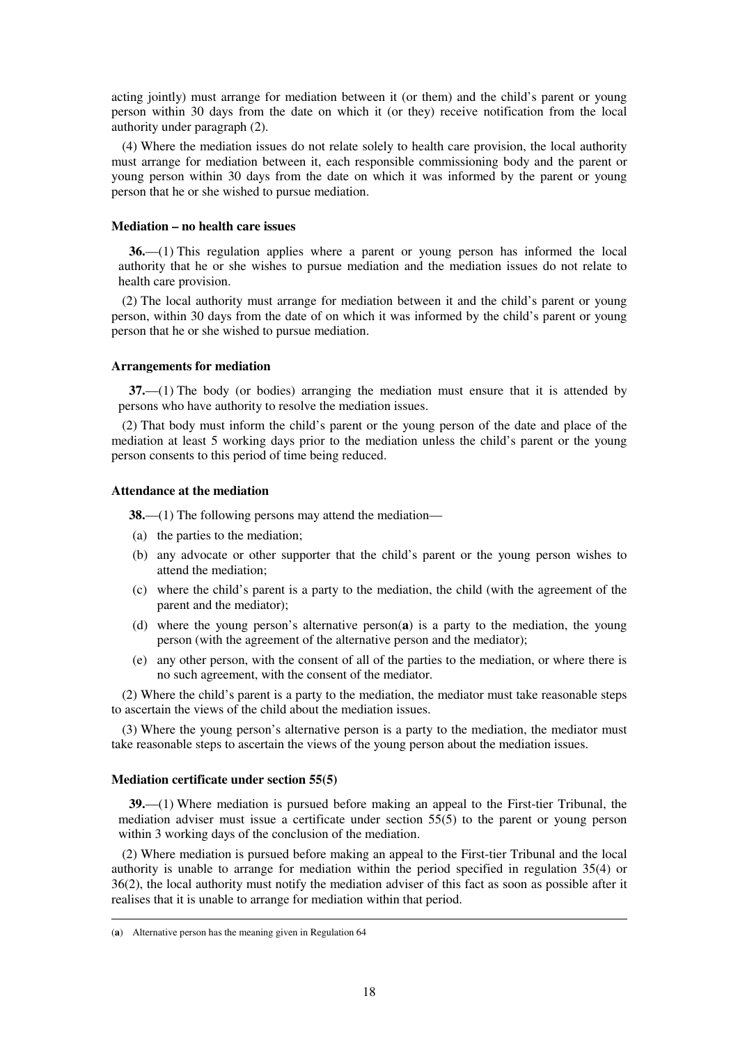acting jointly) must arrange for mediation between it (or them) and the child's parent or young person within 30 days from the date on which it (or they) receive notification from the local authority under paragraph (2).

(4) Where the mediation issues do not relate solely to health care provision, the local authority must arrange for mediation between it, each responsible commissioning body and the parent or young person within 30 days from the date on which it was informed by the parent or young person that he or she wished to pursue mediation.

**Mediation – no health care issues**

**36.**—(1) This regulation applies where a parent or young person has informed the local authority that he or she wishes to pursue mediation and the mediation issues do not relate to health care provision.

(2) The local authority must arrange for mediation between it and the child's parent or young person, within 30 days from the date of on which it was informed by the child's parent or young person that he or she wished to pursue mediation.

**Arrangements for mediation**

**37.**—(1) The body (or bodies) arranging the mediation must ensure that it is attended by persons who have authority to resolve the mediation issues.

(2) That body must inform the child's parent or the young person of the date and place of the mediation at least 5 working days prior to the mediation unless the child's parent or the young person consents to this period of time being reduced.

**Attendance at the mediation**

**38.**—(1) The following persons may attend the mediation—

(a) the parties to the mediation;

(b) any advocate or other supporter that the child's parent or the young person wishes to attend the mediation;

(c) where the child's parent is a party to the mediation, the child (with the agreement of the parent and the mediator);

(d) where the young person's alternative person(**a**) is a party to the mediation, the young person (with the agreement of the alternative person and the mediator);

(e) any other person, with the consent of all of the parties to the mediation, or where there is no such agreement, with the consent of the mediator.

(2) Where the child's parent is a party to the mediation, the mediator must take reasonable steps to ascertain the views of the child about the mediation issues.

(3) Where the young person's alternative person is a party to the mediation, the mediator must take reasonable steps to ascertain the views of the young person about the mediation issues.

**Mediation certificate under section 55(5)**

**39.**—(1) Where mediation is pursued before making an appeal to the First-tier Tribunal, the mediation adviser must issue a certificate under section 55(5) to the parent or young person within 3 working days of the conclusion of the mediation.

(2) Where mediation is pursued before making an appeal to the First-tier Tribunal and the local authority is unable to arrange for mediation within the period specified in regulation 35(4) or 36(2), the local authority must notify the mediation adviser of this fact as soon as possible after it realises that it is unable to arrange for mediation within that period.

---

(**a**) Alternative person has the meaning given in Regulation 64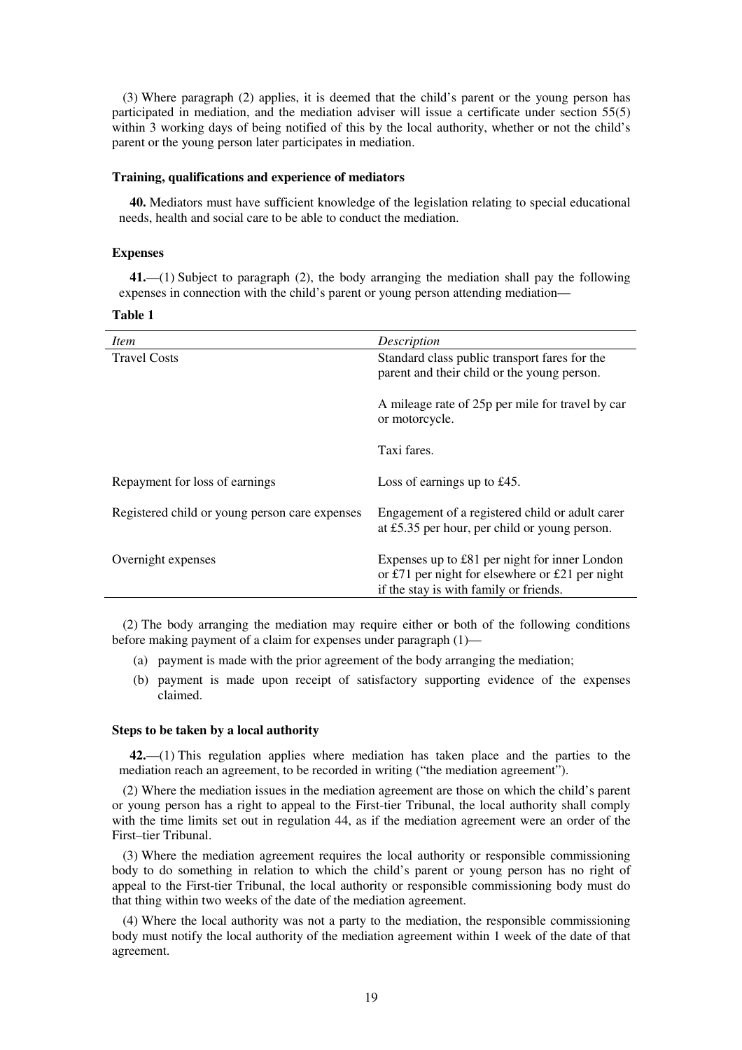(3) Where paragraph (2) applies, it is deemed that the child's parent or the young person has participated in mediation, and the mediation adviser will issue a certificate under section 55(5) within 3 working days of being notified of this by the local authority, whether or not the child's parent or the young person later participates in mediation.

**Training, qualifications and experience of mediators**

**40.** Mediators must have sufficient knowledge of the legislation relating to special educational needs, health and social care to be able to conduct the mediation.

**Expenses**

**41.**—(1) Subject to paragraph (2), the body arranging the mediation shall pay the following expenses in connection with the child's parent or young person attending mediation—

**Table 1**

| *Item* | *Description* |
|---|---|
| Travel Costs | Standard class public transport fares for the parent and their child or the young person.<br><br>A mileage rate of 25p per mile for travel by car or motorcycle.<br><br>Taxi fares. |
| Repayment for loss of earnings | Loss of earnings up to £45. |
| Registered child or young person care expenses | Engagement of a registered child or adult carer at £5.35 per hour, per child or young person. |
| Overnight expenses | Expenses up to £81 per night for inner London or £71 per night for elsewhere or £21 per night if the stay is with family or friends. |

(2) The body arranging the mediation may require either or both of the following conditions before making payment of a claim for expenses under paragraph (1)—

(a) payment is made with the prior agreement of the body arranging the mediation;

(b) payment is made upon receipt of satisfactory supporting evidence of the expenses claimed.

**Steps to be taken by a local authority**

**42.**—(1) This regulation applies where mediation has taken place and the parties to the mediation reach an agreement, to be recorded in writing ("the mediation agreement").

(2) Where the mediation issues in the mediation agreement are those on which the child's parent or young person has a right to appeal to the First-tier Tribunal, the local authority shall comply with the time limits set out in regulation 44, as if the mediation agreement were an order of the First–tier Tribunal.

(3) Where the mediation agreement requires the local authority or responsible commissioning body to do something in relation to which the child's parent or young person has no right of appeal to the First-tier Tribunal, the local authority or responsible commissioning body must do that thing within two weeks of the date of the mediation agreement.

(4) Where the local authority was not a party to the mediation, the responsible commissioning body must notify the local authority of the mediation agreement within 1 week of the date of that agreement.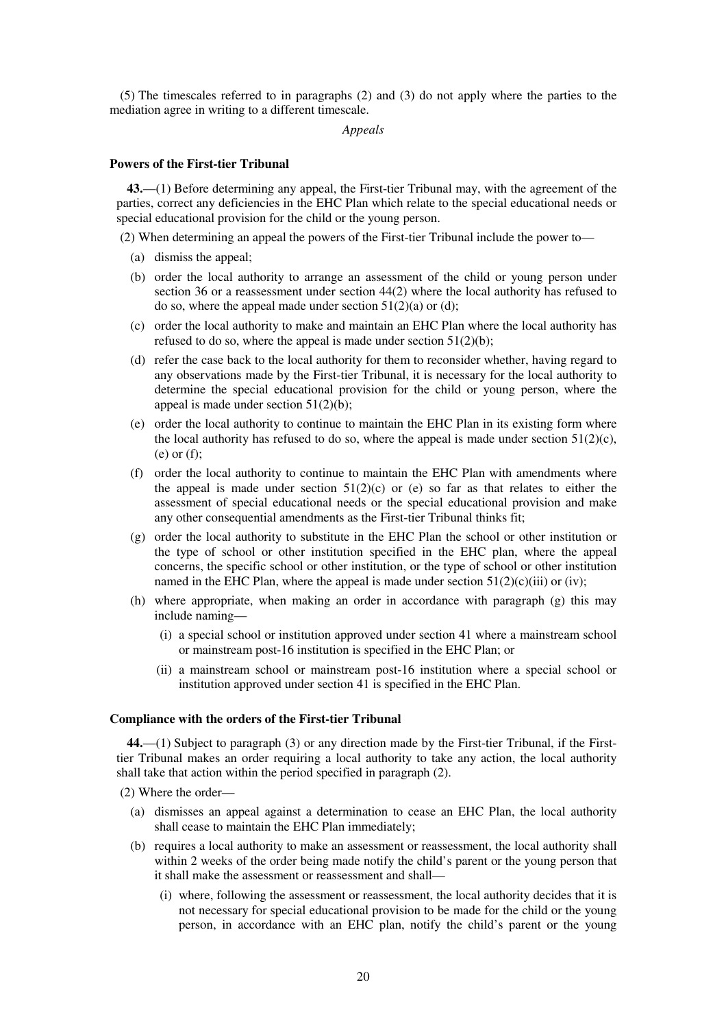(5) The timescales referred to in paragraphs (2) and (3) do not apply where the parties to the mediation agree in writing to a different timescale.

*Appeals*

**Powers of the First-tier Tribunal**

**43.**—(1) Before determining any appeal, the First-tier Tribunal may, with the agreement of the parties, correct any deficiencies in the EHC Plan which relate to the special educational needs or special educational provision for the child or the young person.

(2) When determining an appeal the powers of the First-tier Tribunal include the power to—

(a) dismiss the appeal;

(b) order the local authority to arrange an assessment of the child or young person under section 36 or a reassessment under section 44(2) where the local authority has refused to do so, where the appeal made under section 51(2)(a) or (d);

(c) order the local authority to make and maintain an EHC Plan where the local authority has refused to do so, where the appeal is made under section 51(2)(b);

(d) refer the case back to the local authority for them to reconsider whether, having regard to any observations made by the First-tier Tribunal, it is necessary for the local authority to determine the special educational provision for the child or young person, where the appeal is made under section 51(2)(b);

(e) order the local authority to continue to maintain the EHC Plan in its existing form where the local authority has refused to do so, where the appeal is made under section 51(2)(c), (e) or (f);

(f) order the local authority to continue to maintain the EHC Plan with amendments where the appeal is made under section 51(2)(c) or (e) so far as that relates to either the assessment of special educational needs or the special educational provision and make any other consequential amendments as the First-tier Tribunal thinks fit;

(g) order the local authority to substitute in the EHC Plan the school or other institution or the type of school or other institution specified in the EHC plan, where the appeal concerns, the specific school or other institution, or the type of school or other institution named in the EHC Plan, where the appeal is made under section 51(2)(c)(iii) or (iv);

(h) where appropriate, when making an order in accordance with paragraph (g) this may include naming—

(i) a special school or institution approved under section 41 where a mainstream school or mainstream post-16 institution is specified in the EHC Plan; or

(ii) a mainstream school or mainstream post-16 institution where a special school or institution approved under section 41 is specified in the EHC Plan.

**Compliance with the orders of the First-tier Tribunal**

**44.**—(1) Subject to paragraph (3) or any direction made by the First-tier Tribunal, if the First-tier Tribunal makes an order requiring a local authority to take any action, the local authority shall take that action within the period specified in paragraph (2).

(2) Where the order—

(a) dismisses an appeal against a determination to cease an EHC Plan, the local authority shall cease to maintain the EHC Plan immediately;

(b) requires a local authority to make an assessment or reassessment, the local authority shall within 2 weeks of the order being made notify the child's parent or the young person that it shall make the assessment or reassessment and shall—

(i) where, following the assessment or reassessment, the local authority decides that it is not necessary for special educational provision to be made for the child or the young person, in accordance with an EHC plan, notify the child's parent or the young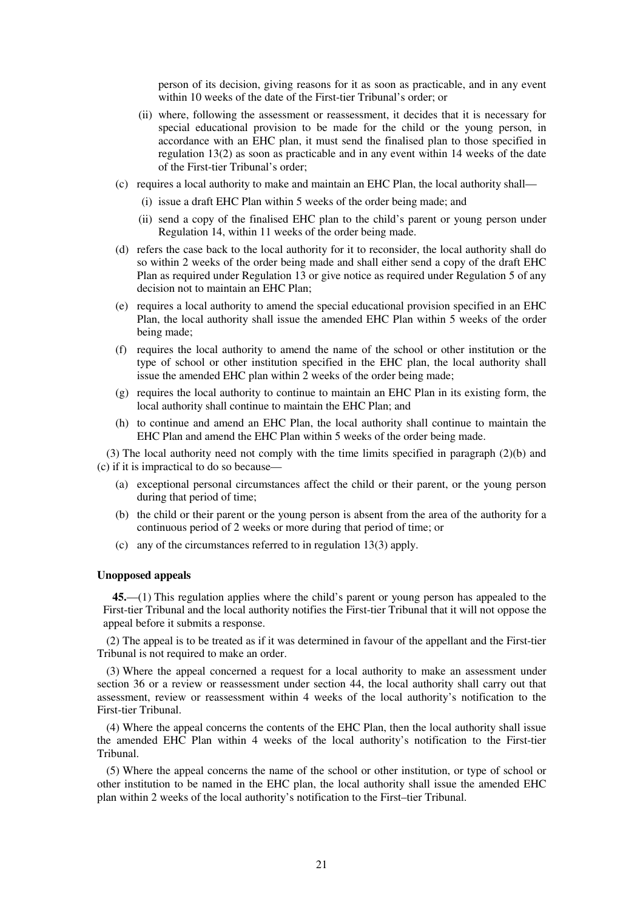person of its decision, giving reasons for it as soon as practicable, and in any event within 10 weeks of the date of the First-tier Tribunal's order; or

(ii) where, following the assessment or reassessment, it decides that it is necessary for special educational provision to be made for the child or the young person, in accordance with an EHC plan, it must send the finalised plan to those specified in regulation 13(2) as soon as practicable and in any event within 14 weeks of the date of the First-tier Tribunal's order;

(c) requires a local authority to make and maintain an EHC Plan, the local authority shall—

(i) issue a draft EHC Plan within 5 weeks of the order being made; and

(ii) send a copy of the finalised EHC plan to the child's parent or young person under Regulation 14, within 11 weeks of the order being made.

(d) refers the case back to the local authority for it to reconsider, the local authority shall do so within 2 weeks of the order being made and shall either send a copy of the draft EHC Plan as required under Regulation 13 or give notice as required under Regulation 5 of any decision not to maintain an EHC Plan;

(e) requires a local authority to amend the special educational provision specified in an EHC Plan, the local authority shall issue the amended EHC Plan within 5 weeks of the order being made;

(f) requires the local authority to amend the name of the school or other institution or the type of school or other institution specified in the EHC plan, the local authority shall issue the amended EHC plan within 2 weeks of the order being made;

(g) requires the local authority to continue to maintain an EHC Plan in its existing form, the local authority shall continue to maintain the EHC Plan; and

(h) to continue and amend an EHC Plan, the local authority shall continue to maintain the EHC Plan and amend the EHC Plan within 5 weeks of the order being made.

(3) The local authority need not comply with the time limits specified in paragraph (2)(b) and (c) if it is impractical to do so because—

(a) exceptional personal circumstances affect the child or their parent, or the young person during that period of time;

(b) the child or their parent or the young person is absent from the area of the authority for a continuous period of 2 weeks or more during that period of time; or

(c) any of the circumstances referred to in regulation 13(3) apply.

**Unopposed appeals**

**45.**—(1) This regulation applies where the child's parent or young person has appealed to the First-tier Tribunal and the local authority notifies the First-tier Tribunal that it will not oppose the appeal before it submits a response.

(2) The appeal is to be treated as if it was determined in favour of the appellant and the First-tier Tribunal is not required to make an order.

(3) Where the appeal concerned a request for a local authority to make an assessment under section 36 or a review or reassessment under section 44, the local authority shall carry out that assessment, review or reassessment within 4 weeks of the local authority's notification to the First-tier Tribunal.

(4) Where the appeal concerns the contents of the EHC Plan, then the local authority shall issue the amended EHC Plan within 4 weeks of the local authority's notification to the First-tier Tribunal.

(5) Where the appeal concerns the name of the school or other institution, or type of school or other institution to be named in the EHC plan, the local authority shall issue the amended EHC plan within 2 weeks of the local authority's notification to the First–tier Tribunal.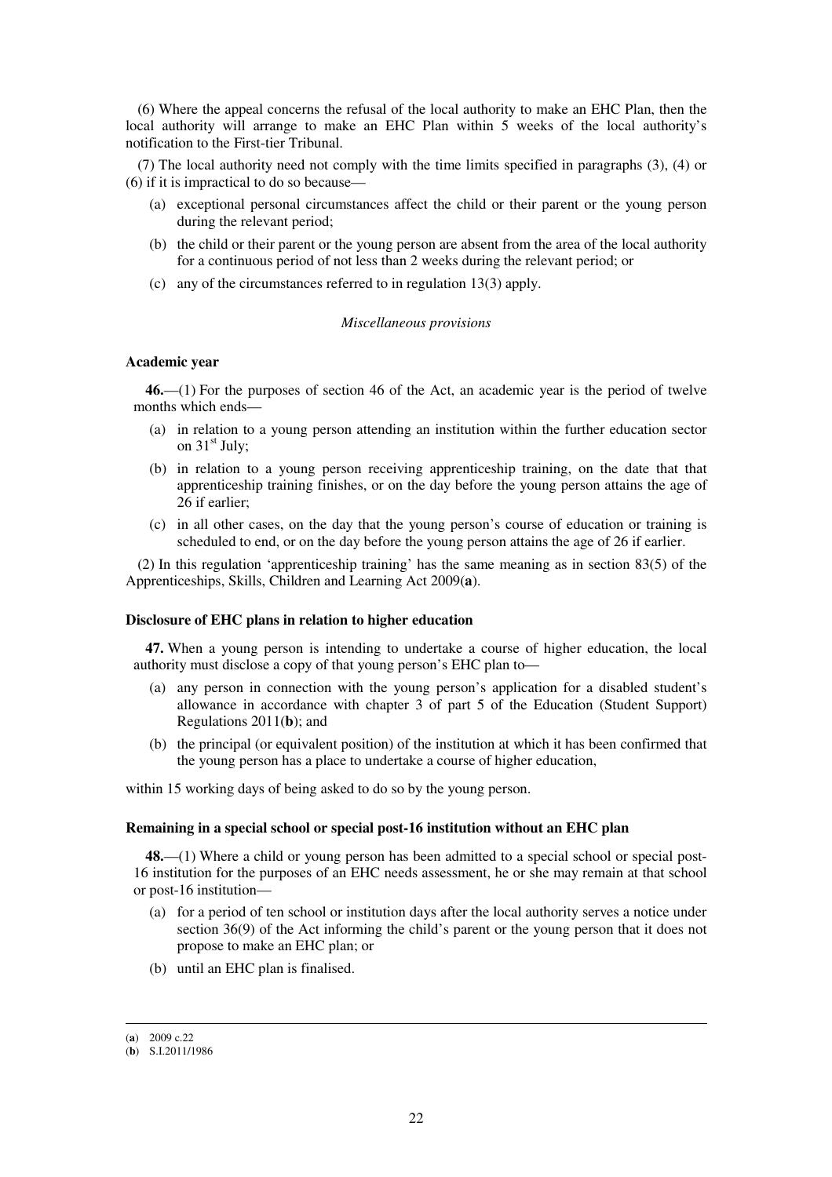(6) Where the appeal concerns the refusal of the local authority to make an EHC Plan, then the local authority will arrange to make an EHC Plan within 5 weeks of the local authority's notification to the First-tier Tribunal.

(7) The local authority need not comply with the time limits specified in paragraphs (3), (4) or (6) if it is impractical to do so because—

(a) exceptional personal circumstances affect the child or their parent or the young person during the relevant period;

(b) the child or their parent or the young person are absent from the area of the local authority for a continuous period of not less than 2 weeks during the relevant period; or

(c) any of the circumstances referred to in regulation 13(3) apply.

*Miscellaneous provisions*

**Academic year**

**46.**—(1) For the purposes of section 46 of the Act, an academic year is the period of twelve months which ends—

(a) in relation to a young person attending an institution within the further education sector on 31st July;

(b) in relation to a young person receiving apprenticeship training, on the date that that apprenticeship training finishes, or on the day before the young person attains the age of 26 if earlier;

(c) in all other cases, on the day that the young person's course of education or training is scheduled to end, or on the day before the young person attains the age of 26 if earlier.

(2) In this regulation 'apprenticeship training' has the same meaning as in section 83(5) of the Apprenticeships, Skills, Children and Learning Act 2009(**a**).

**Disclosure of EHC plans in relation to higher education**

**47.** When a young person is intending to undertake a course of higher education, the local authority must disclose a copy of that young person's EHC plan to—

(a) any person in connection with the young person's application for a disabled student's allowance in accordance with chapter 3 of part 5 of the Education (Student Support) Regulations 2011(**b**); and

(b) the principal (or equivalent position) of the institution at which it has been confirmed that the young person has a place to undertake a course of higher education,

within 15 working days of being asked to do so by the young person.

**Remaining in a special school or special post-16 institution without an EHC plan**

**48.**—(1) Where a child or young person has been admitted to a special school or special post-16 institution for the purposes of an EHC needs assessment, he or she may remain at that school or post-16 institution—

(a) for a period of ten school or institution days after the local authority serves a notice under section 36(9) of the Act informing the child's parent or the young person that it does not propose to make an EHC plan; or

(b) until an EHC plan is finalised.

---

(**a**) 2009 c.22

(**b**) S.I.2011/1986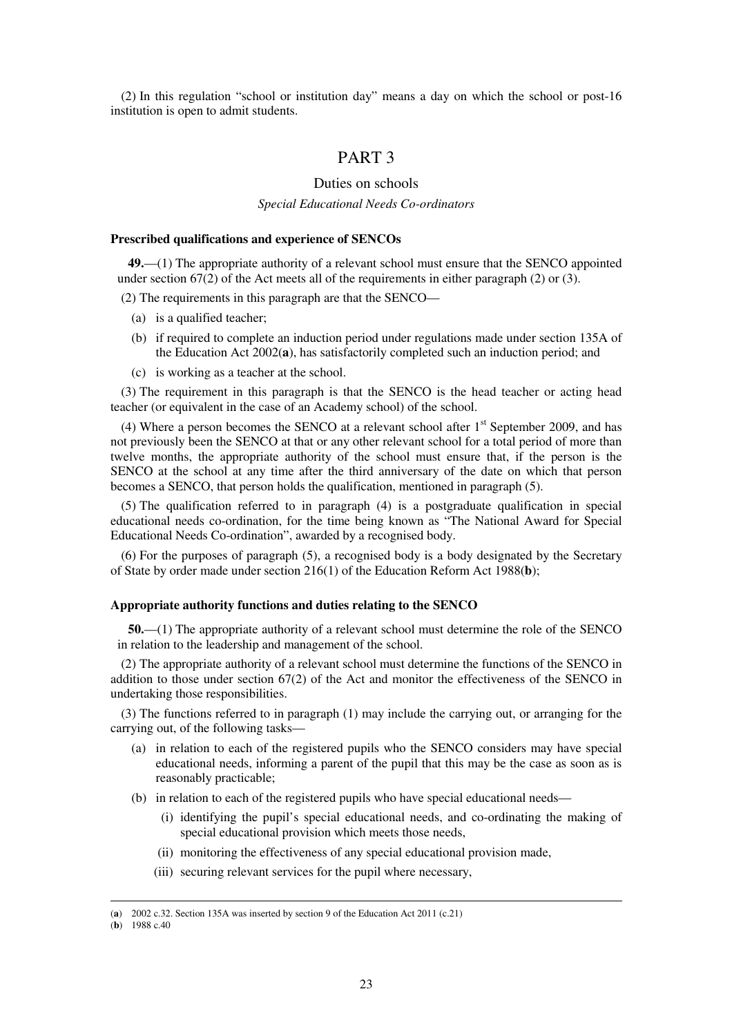(2) In this regulation "school or institution day" means a day on which the school or post-16 institution is open to admit students.

# PART 3

## Duties on schools

### *Special Educational Needs Co-ordinators*

**Prescribed qualifications and experience of SENCOs**

**49.**—(1) The appropriate authority of a relevant school must ensure that the SENCO appointed under section 67(2) of the Act meets all of the requirements in either paragraph (2) or (3).

(2) The requirements in this paragraph are that the SENCO—

- (a) is a qualified teacher;
- (b) if required to complete an induction period under regulations made under section 135A of the Education Act 2002(**a**), has satisfactorily completed such an induction period; and
- (c) is working as a teacher at the school.

(3) The requirement in this paragraph is that the SENCO is the head teacher or acting head teacher (or equivalent in the case of an Academy school) of the school.

(4) Where a person becomes the SENCO at a relevant school after 1st September 2009, and has not previously been the SENCO at that or any other relevant school for a total period of more than twelve months, the appropriate authority of the school must ensure that, if the person is the SENCO at the school at any time after the third anniversary of the date on which that person becomes a SENCO, that person holds the qualification, mentioned in paragraph (5).

(5) The qualification referred to in paragraph (4) is a postgraduate qualification in special educational needs co-ordination, for the time being known as "The National Award for Special Educational Needs Co-ordination", awarded by a recognised body.

(6) For the purposes of paragraph (5), a recognised body is a body designated by the Secretary of State by order made under section 216(1) of the Education Reform Act 1988(**b**);

**Appropriate authority functions and duties relating to the SENCO**

**50.**—(1) The appropriate authority of a relevant school must determine the role of the SENCO in relation to the leadership and management of the school.

(2) The appropriate authority of a relevant school must determine the functions of the SENCO in addition to those under section 67(2) of the Act and monitor the effectiveness of the SENCO in undertaking those responsibilities.

(3) The functions referred to in paragraph (1) may include the carrying out, or arranging for the carrying out, of the following tasks—

- (a) in relation to each of the registered pupils who the SENCO considers may have special educational needs, informing a parent of the pupil that this may be the case as soon as is reasonably practicable;
- (b) in relation to each of the registered pupils who have special educational needs—
  - (i) identifying the pupil's special educational needs, and co-ordinating the making of special educational provision which meets those needs,
  - (ii) monitoring the effectiveness of any special educational provision made,
  - (iii) securing relevant services for the pupil where necessary,

---

(**a**) 2002 c.32. Section 135A was inserted by section 9 of the Education Act 2011 (c.21)

(**b**) 1988 c.40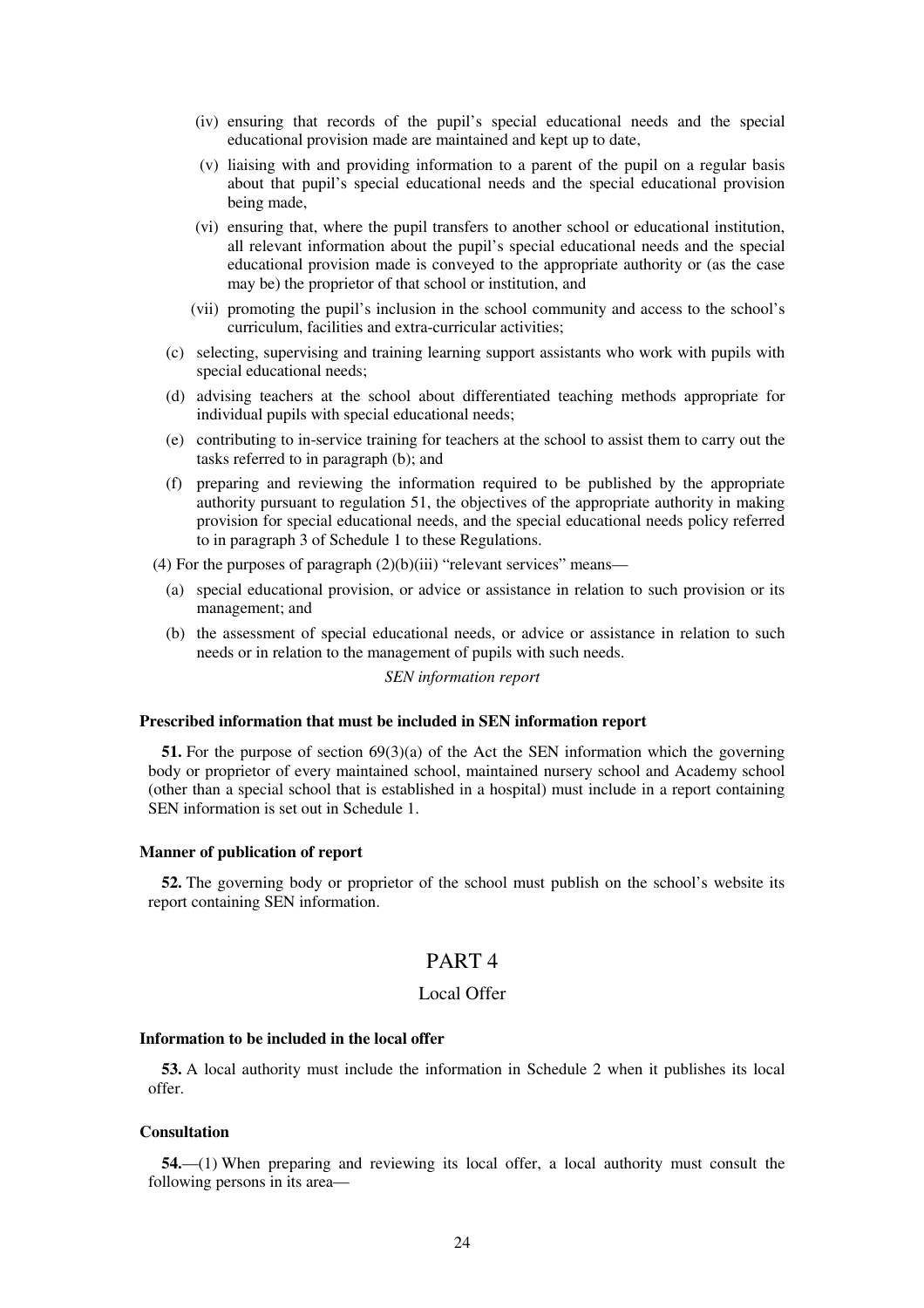(iv) ensuring that records of the pupil's special educational needs and the special educational provision made are maintained and kept up to date,

(v) liaising with and providing information to a parent of the pupil on a regular basis about that pupil's special educational needs and the special educational provision being made,

(vi) ensuring that, where the pupil transfers to another school or educational institution, all relevant information about the pupil's special educational needs and the special educational provision made is conveyed to the appropriate authority or (as the case may be) the proprietor of that school or institution, and

(vii) promoting the pupil's inclusion in the school community and access to the school's curriculum, facilities and extra-curricular activities;

(c) selecting, supervising and training learning support assistants who work with pupils with special educational needs;

(d) advising teachers at the school about differentiated teaching methods appropriate for individual pupils with special educational needs;

(e) contributing to in-service training for teachers at the school to assist them to carry out the tasks referred to in paragraph (b); and

(f) preparing and reviewing the information required to be published by the appropriate authority pursuant to regulation 51, the objectives of the appropriate authority in making provision for special educational needs, and the special educational needs policy referred to in paragraph 3 of Schedule 1 to these Regulations.

(4) For the purposes of paragraph (2)(b)(iii) "relevant services" means—

(a) special educational provision, or advice or assistance in relation to such provision or its management; and

(b) the assessment of special educational needs, or advice or assistance in relation to such needs or in relation to the management of pupils with such needs.

*SEN information report*

**Prescribed information that must be included in SEN information report**

**51.** For the purpose of section 69(3)(a) of the Act the SEN information which the governing body or proprietor of every maintained school, maintained nursery school and Academy school (other than a special school that is established in a hospital) must include in a report containing SEN information is set out in Schedule 1.

**Manner of publication of report**

**52.** The governing body or proprietor of the school must publish on the school's website its report containing SEN information.

# PART 4

## Local Offer

**Information to be included in the local offer**

**53.** A local authority must include the information in Schedule 2 when it publishes its local offer.

**Consultation**

**54.**—(1) When preparing and reviewing its local offer, a local authority must consult the following persons in its area—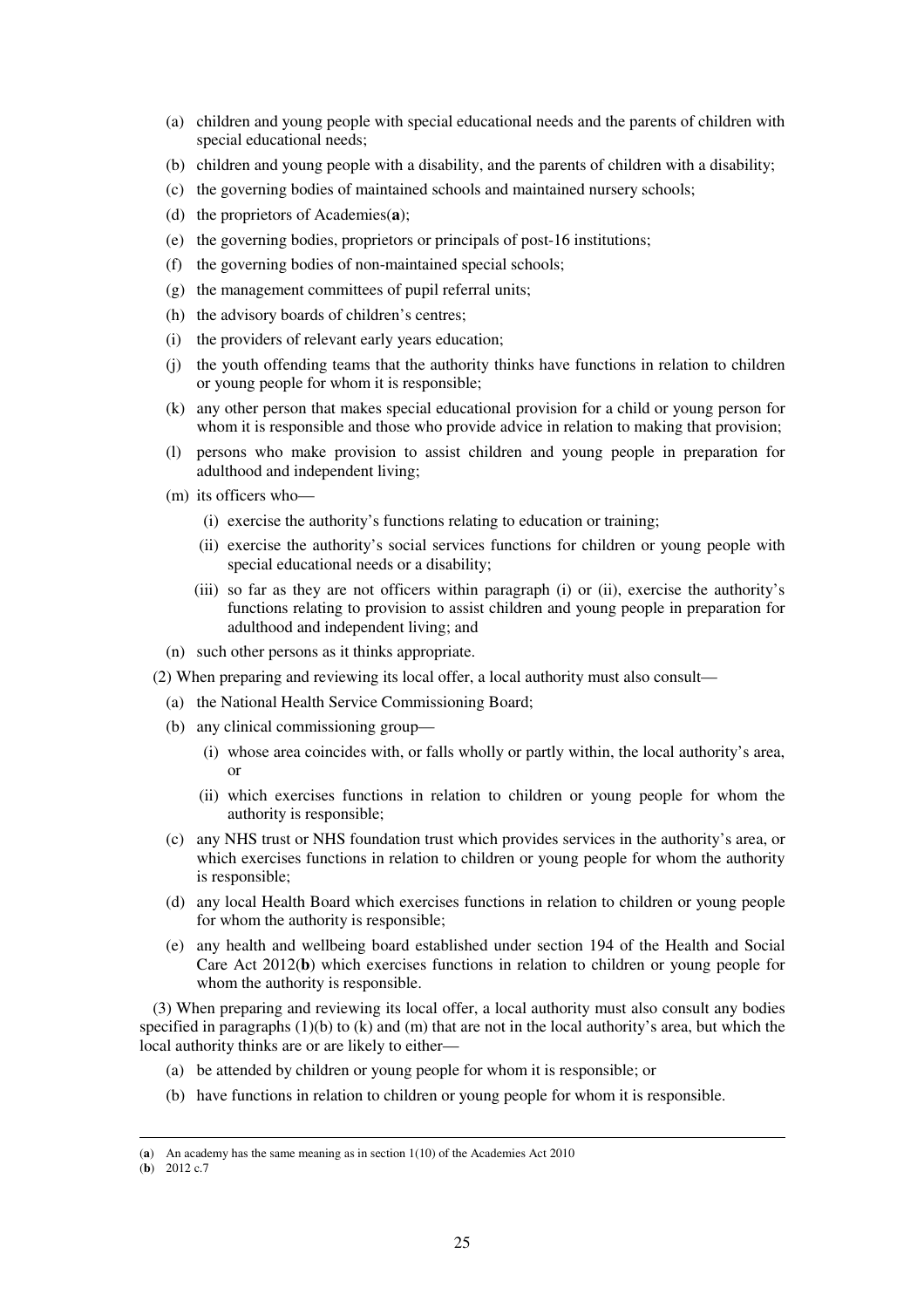(a) children and young people with special educational needs and the parents of children with special educational needs;

(b) children and young people with a disability, and the parents of children with a disability;

(c) the governing bodies of maintained schools and maintained nursery schools;

(d) the proprietors of Academies([a]);

(e) the governing bodies, proprietors or principals of post-16 institutions;

(f) the governing bodies of non-maintained special schools;

(g) the management committees of pupil referral units;

(h) the advisory boards of children's centres;

(i) the providers of relevant early years education;

(j) the youth offending teams that the authority thinks have functions in relation to children or young people for whom it is responsible;

(k) any other person that makes special educational provision for a child or young person for whom it is responsible and those who provide advice in relation to making that provision;

(l) persons who make provision to assist children and young people in preparation for adulthood and independent living;

(m) its officers who—

  (i) exercise the authority's functions relating to education or training;

  (ii) exercise the authority's social services functions for children or young people with special educational needs or a disability;

  (iii) so far as they are not officers within paragraph (i) or (ii), exercise the authority's functions relating to provision to assist children and young people in preparation for adulthood and independent living; and

(n) such other persons as it thinks appropriate.

(2) When preparing and reviewing its local offer, a local authority must also consult—

(a) the National Health Service Commissioning Board;

(b) any clinical commissioning group—

  (i) whose area coincides with, or falls wholly or partly within, the local authority's area, or

  (ii) which exercises functions in relation to children or young people for whom the authority is responsible;

(c) any NHS trust or NHS foundation trust which provides services in the authority's area, or which exercises functions in relation to children or young people for whom the authority is responsible;

(d) any local Health Board which exercises functions in relation to children or young people for whom the authority is responsible;

(e) any health and wellbeing board established under section 194 of the Health and Social Care Act 2012([b]) which exercises functions in relation to children or young people for whom the authority is responsible.

(3) When preparing and reviewing its local offer, a local authority must also consult any bodies specified in paragraphs (1)(b) to (k) and (m) that are not in the local authority's area, but which the local authority thinks are or are likely to either—

(a) be attended by children or young people for whom it is responsible; or

(b) have functions in relation to children or young people for whom it is responsible.

---

(**a**) An academy has the same meaning as in section 1(10) of the Academies Act 2010

(**b**) 2012 c.7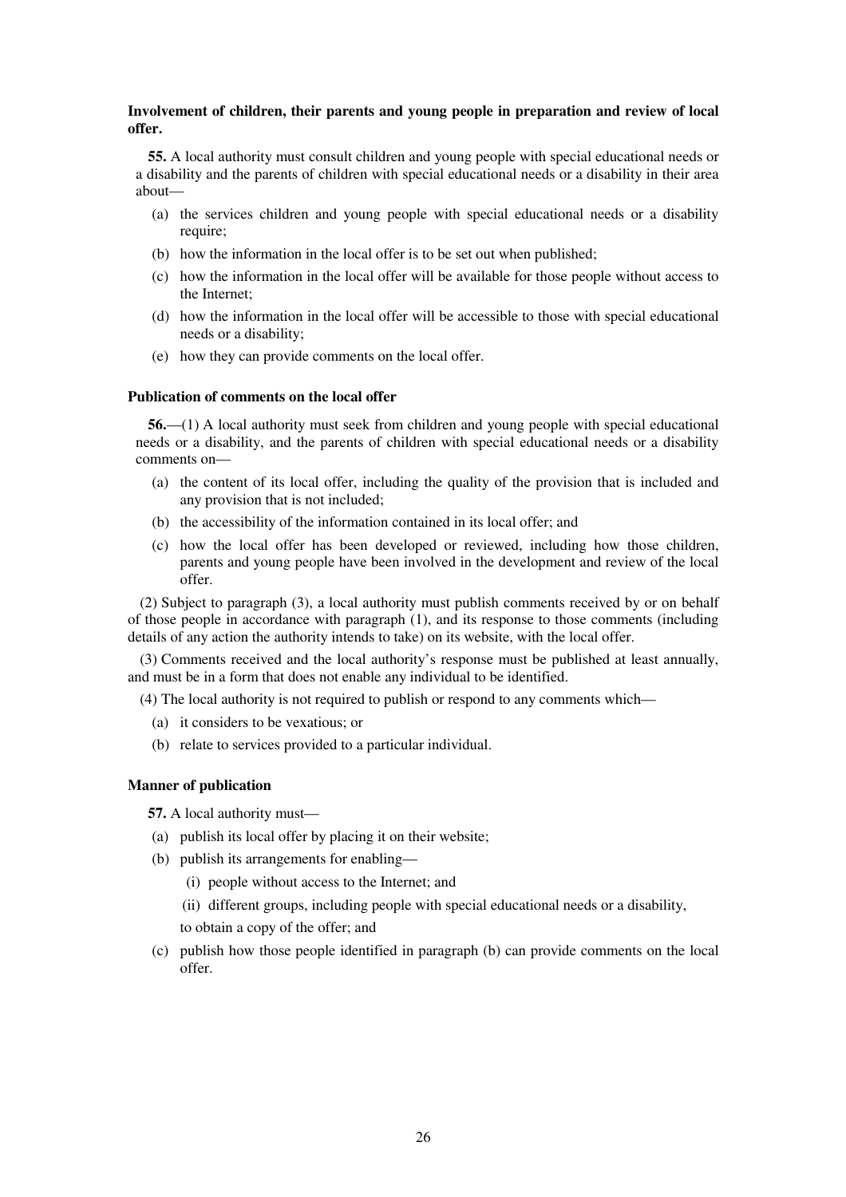**Involvement of children, their parents and young people in preparation and review of local offer.**

**55.** A local authority must consult children and young people with special educational needs or a disability and the parents of children with special educational needs or a disability in their area about—

(a) the services children and young people with special educational needs or a disability require;

(b) how the information in the local offer is to be set out when published;

(c) how the information in the local offer will be available for those people without access to the Internet;

(d) how the information in the local offer will be accessible to those with special educational needs or a disability;

(e) how they can provide comments on the local offer.

**Publication of comments on the local offer**

**56.**—(1) A local authority must seek from children and young people with special educational needs or a disability, and the parents of children with special educational needs or a disability comments on—

(a) the content of its local offer, including the quality of the provision that is included and any provision that is not included;

(b) the accessibility of the information contained in its local offer; and

(c) how the local offer has been developed or reviewed, including how those children, parents and young people have been involved in the development and review of the local offer.

(2) Subject to paragraph (3), a local authority must publish comments received by or on behalf of those people in accordance with paragraph (1), and its response to those comments (including details of any action the authority intends to take) on its website, with the local offer.

(3) Comments received and the local authority's response must be published at least annually, and must be in a form that does not enable any individual to be identified.

(4) The local authority is not required to publish or respond to any comments which—

(a) it considers to be vexatious; or

(b) relate to services provided to a particular individual.

**Manner of publication**

**57.** A local authority must—

(a) publish its local offer by placing it on their website;

(b) publish its arrangements for enabling—

(i) people without access to the Internet; and

(ii) different groups, including people with special educational needs or a disability,

to obtain a copy of the offer; and

(c) publish how those people identified in paragraph (b) can provide comments on the local offer.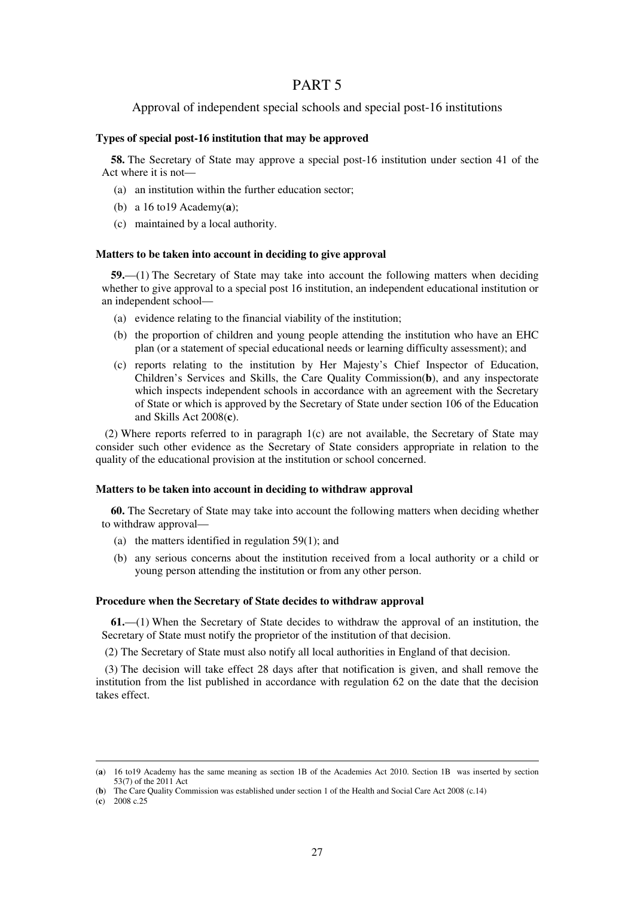# PART 5

## Approval of independent special schools and special post-16 institutions

### Types of special post-16 institution that may be approved

**58.** The Secretary of State may approve a special post-16 institution under section 41 of the Act where it is not—

(a) an institution within the further education sector;

(b) a 16 to19 Academy(**a**);

(c) maintained by a local authority.

### Matters to be taken into account in deciding to give approval

**59.**—(1) The Secretary of State may take into account the following matters when deciding whether to give approval to a special post 16 institution, an independent educational institution or an independent school—

(a) evidence relating to the financial viability of the institution;

(b) the proportion of children and young people attending the institution who have an EHC plan (or a statement of special educational needs or learning difficulty assessment); and

(c) reports relating to the institution by Her Majesty's Chief Inspector of Education, Children's Services and Skills, the Care Quality Commission(**b**), and any inspectorate which inspects independent schools in accordance with an agreement with the Secretary of State or which is approved by the Secretary of State under section 106 of the Education and Skills Act 2008(**c**).

(2) Where reports referred to in paragraph 1(c) are not available, the Secretary of State may consider such other evidence as the Secretary of State considers appropriate in relation to the quality of the educational provision at the institution or school concerned.

### Matters to be taken into account in deciding to withdraw approval

**60.** The Secretary of State may take into account the following matters when deciding whether to withdraw approval—

(a) the matters identified in regulation 59(1); and

(b) any serious concerns about the institution received from a local authority or a child or young person attending the institution or from any other person.

### Procedure when the Secretary of State decides to withdraw approval

**61.**—(1) When the Secretary of State decides to withdraw the approval of an institution, the Secretary of State must notify the proprietor of the institution of that decision.

(2) The Secretary of State must also notify all local authorities in England of that decision.

(3) The decision will take effect 28 days after that notification is given, and shall remove the institution from the list published in accordance with regulation 62 on the date that the decision takes effect.

---

(**a**) 16 to19 Academy has the same meaning as section 1B of the Academies Act 2010. Section 1B was inserted by section 53(7) of the 2011 Act

(**b**) The Care Quality Commission was established under section 1 of the Health and Social Care Act 2008 (c.14)

(**c**) 2008 c.25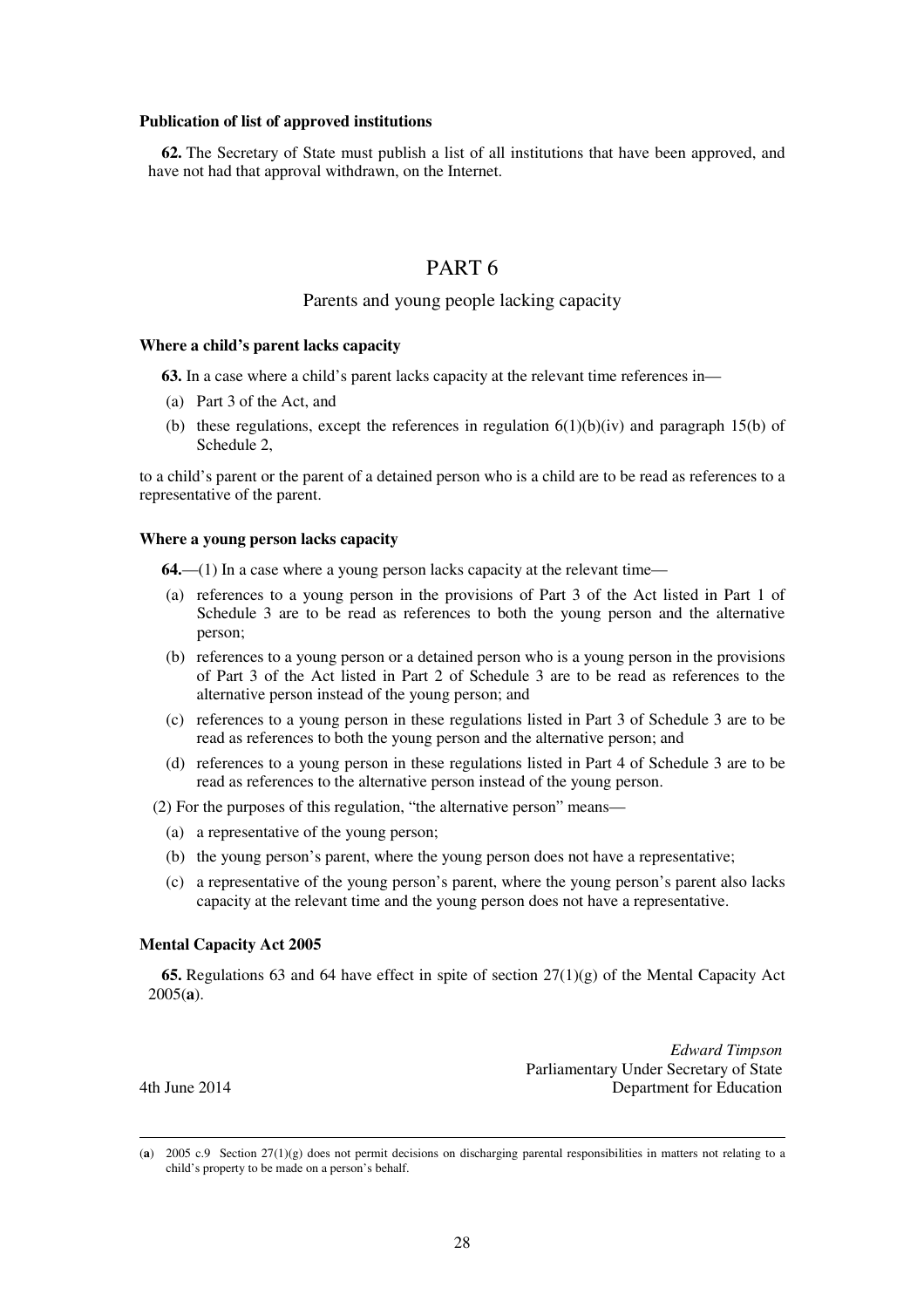**Publication of list of approved institutions**

**62.** The Secretary of State must publish a list of all institutions that have been approved, and have not had that approval withdrawn, on the Internet.

# PART 6

## Parents and young people lacking capacity

**Where a child's parent lacks capacity**

**63.** In a case where a child's parent lacks capacity at the relevant time references in—

(a) Part 3 of the Act, and

(b) these regulations, except the references in regulation 6(1)(b)(iv) and paragraph 15(b) of Schedule 2,

to a child's parent or the parent of a detained person who is a child are to be read as references to a representative of the parent.

**Where a young person lacks capacity**

**64.**—(1) In a case where a young person lacks capacity at the relevant time—

(a) references to a young person in the provisions of Part 3 of the Act listed in Part 1 of Schedule 3 are to be read as references to both the young person and the alternative person;

(b) references to a young person or a detained person who is a young person in the provisions of Part 3 of the Act listed in Part 2 of Schedule 3 are to be read as references to the alternative person instead of the young person; and

(c) references to a young person in these regulations listed in Part 3 of Schedule 3 are to be read as references to both the young person and the alternative person; and

(d) references to a young person in these regulations listed in Part 4 of Schedule 3 are to be read as references to the alternative person instead of the young person.

(2) For the purposes of this regulation, "the alternative person" means—

(a) a representative of the young person;

(b) the young person's parent, where the young person does not have a representative;

(c) a representative of the young person's parent, where the young person's parent also lacks capacity at the relevant time and the young person does not have a representative.

**Mental Capacity Act 2005**

**65.** Regulations 63 and 64 have effect in spite of section 27(1)(g) of the Mental Capacity Act 2005(**a**).

*Edward Timpson*
Parliamentary Under Secretary of State
Department for Education

4th June 2014

---

(**a**) 2005 c.9 Section 27(1)(g) does not permit decisions on discharging parental responsibilities in matters not relating to a child's property to be made on a person's behalf.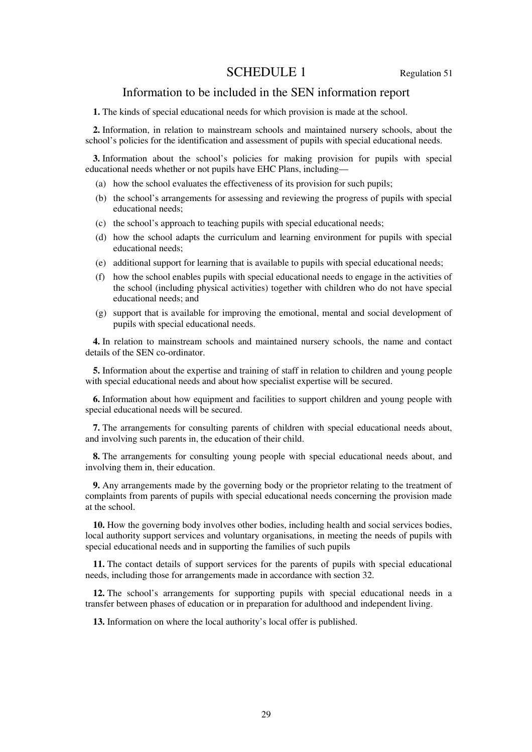# SCHEDULE 1

Regulation 51

## Information to be included in the SEN information report

**1.** The kinds of special educational needs for which provision is made at the school.

**2.** Information, in relation to mainstream schools and maintained nursery schools, about the school's policies for the identification and assessment of pupils with special educational needs.

**3.** Information about the school's policies for making provision for pupils with special educational needs whether or not pupils have EHC Plans, including—

(a) how the school evaluates the effectiveness of its provision for such pupils;

(b) the school's arrangements for assessing and reviewing the progress of pupils with special educational needs;

(c) the school's approach to teaching pupils with special educational needs;

(d) how the school adapts the curriculum and learning environment for pupils with special educational needs;

(e) additional support for learning that is available to pupils with special educational needs;

(f) how the school enables pupils with special educational needs to engage in the activities of the school (including physical activities) together with children who do not have special educational needs; and

(g) support that is available for improving the emotional, mental and social development of pupils with special educational needs.

**4.** In relation to mainstream schools and maintained nursery schools, the name and contact details of the SEN co-ordinator.

**5.** Information about the expertise and training of staff in relation to children and young people with special educational needs and about how specialist expertise will be secured.

**6.** Information about how equipment and facilities to support children and young people with special educational needs will be secured.

**7.** The arrangements for consulting parents of children with special educational needs about, and involving such parents in, the education of their child.

**8.** The arrangements for consulting young people with special educational needs about, and involving them in, their education.

**9.** Any arrangements made by the governing body or the proprietor relating to the treatment of complaints from parents of pupils with special educational needs concerning the provision made at the school.

**10.** How the governing body involves other bodies, including health and social services bodies, local authority support services and voluntary organisations, in meeting the needs of pupils with special educational needs and in supporting the families of such pupils

**11.** The contact details of support services for the parents of pupils with special educational needs, including those for arrangements made in accordance with section 32.

**12.** The school's arrangements for supporting pupils with special educational needs in a transfer between phases of education or in preparation for adulthood and independent living.

**13.** Information on where the local authority's local offer is published.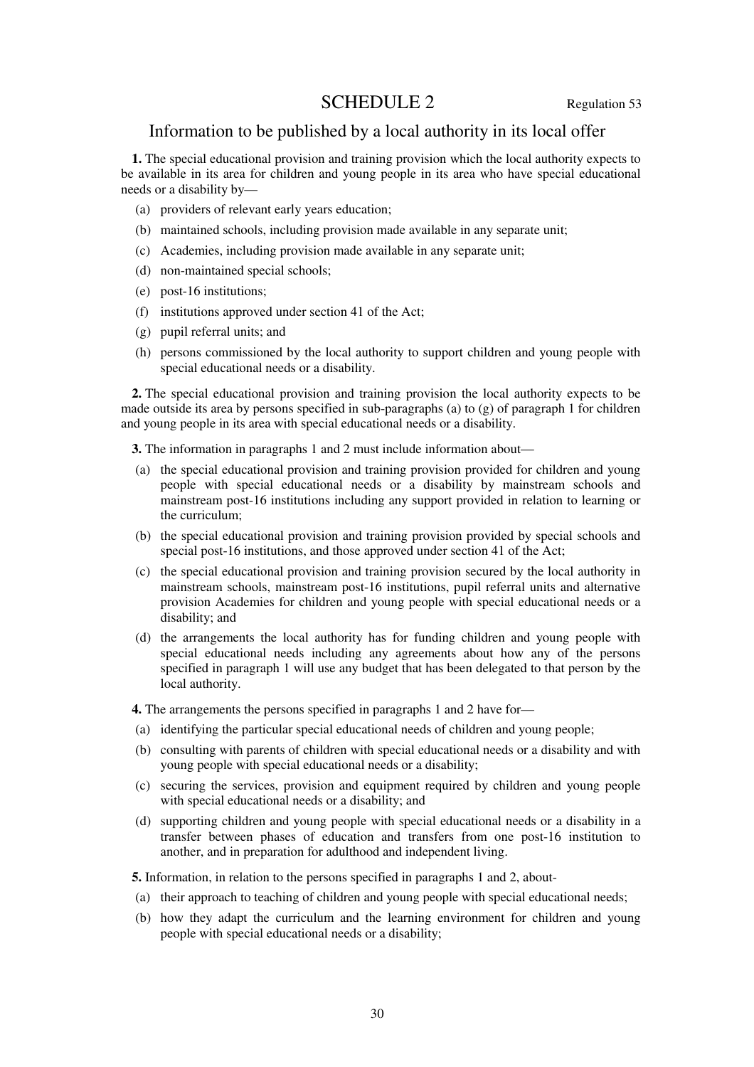# SCHEDULE 2

Regulation 53

## Information to be published by a local authority in its local offer

**1.** The special educational provision and training provision which the local authority expects to be available in its area for children and young people in its area who have special educational needs or a disability by—

(a) providers of relevant early years education;

(b) maintained schools, including provision made available in any separate unit;

(c) Academies, including provision made available in any separate unit;

(d) non-maintained special schools;

(e) post-16 institutions;

(f) institutions approved under section 41 of the Act;

(g) pupil referral units; and

(h) persons commissioned by the local authority to support children and young people with special educational needs or a disability.

**2.** The special educational provision and training provision the local authority expects to be made outside its area by persons specified in sub-paragraphs (a) to (g) of paragraph 1 for children and young people in its area with special educational needs or a disability.

**3.** The information in paragraphs 1 and 2 must include information about—

(a) the special educational provision and training provision provided for children and young people with special educational needs or a disability by mainstream schools and mainstream post-16 institutions including any support provided in relation to learning or the curriculum;

(b) the special educational provision and training provision provided by special schools and special post-16 institutions, and those approved under section 41 of the Act;

(c) the special educational provision and training provision secured by the local authority in mainstream schools, mainstream post-16 institutions, pupil referral units and alternative provision Academies for children and young people with special educational needs or a disability; and

(d) the arrangements the local authority has for funding children and young people with special educational needs including any agreements about how any of the persons specified in paragraph 1 will use any budget that has been delegated to that person by the local authority.

**4.** The arrangements the persons specified in paragraphs 1 and 2 have for—

(a) identifying the particular special educational needs of children and young people;

(b) consulting with parents of children with special educational needs or a disability and with young people with special educational needs or a disability;

(c) securing the services, provision and equipment required by children and young people with special educational needs or a disability; and

(d) supporting children and young people with special educational needs or a disability in a transfer between phases of education and transfers from one post-16 institution to another, and in preparation for adulthood and independent living.

**5.** Information, in relation to the persons specified in paragraphs 1 and 2, about-

(a) their approach to teaching of children and young people with special educational needs;

(b) how they adapt the curriculum and the learning environment for children and young people with special educational needs or a disability;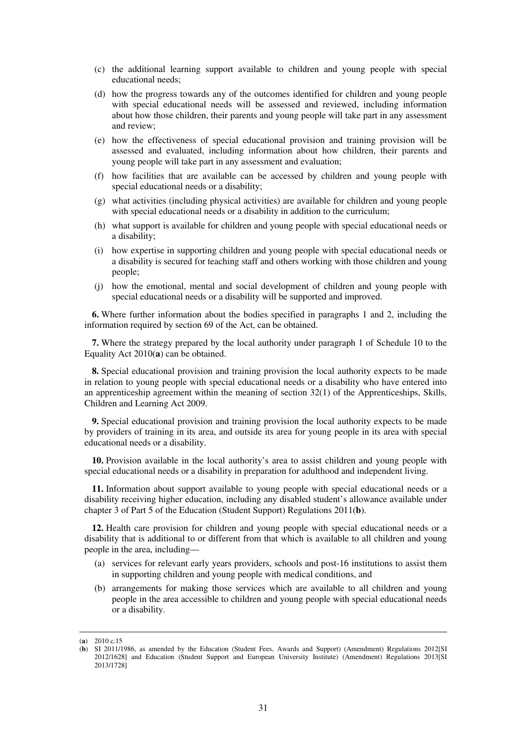(c) the additional learning support available to children and young people with special educational needs;

(d) how the progress towards any of the outcomes identified for children and young people with special educational needs will be assessed and reviewed, including information about how those children, their parents and young people will take part in any assessment and review;

(e) how the effectiveness of special educational provision and training provision will be assessed and evaluated, including information about how children, their parents and young people will take part in any assessment and evaluation;

(f) how facilities that are available can be accessed by children and young people with special educational needs or a disability;

(g) what activities (including physical activities) are available for children and young people with special educational needs or a disability in addition to the curriculum;

(h) what support is available for children and young people with special educational needs or a disability;

(i) how expertise in supporting children and young people with special educational needs or a disability is secured for teaching staff and others working with those children and young people;

(j) how the emotional, mental and social development of children and young people with special educational needs or a disability will be supported and improved.

**6.** Where further information about the bodies specified in paragraphs 1 and 2, including the information required by section 69 of the Act, can be obtained.

**7.** Where the strategy prepared by the local authority under paragraph 1 of Schedule 10 to the Equality Act 2010(**a**) can be obtained.

**8.** Special educational provision and training provision the local authority expects to be made in relation to young people with special educational needs or a disability who have entered into an apprenticeship agreement within the meaning of section 32(1) of the Apprenticeships, Skills, Children and Learning Act 2009.

**9.** Special educational provision and training provision the local authority expects to be made by providers of training in its area, and outside its area for young people in its area with special educational needs or a disability.

**10.** Provision available in the local authority's area to assist children and young people with special educational needs or a disability in preparation for adulthood and independent living.

**11.** Information about support available to young people with special educational needs or a disability receiving higher education, including any disabled student's allowance available under chapter 3 of Part 5 of the Education (Student Support) Regulations 2011(**b**).

**12.** Health care provision for children and young people with special educational needs or a disability that is additional to or different from that which is available to all children and young people in the area, including—

(a) services for relevant early years providers, schools and post-16 institutions to assist them in supporting children and young people with medical conditions, and

(b) arrangements for making those services which are available to all children and young people in the area accessible to children and young people with special educational needs or a disability.

---

(**a**) 2010 c.15

(**b**) SI 2011/1986, as amended by the Education (Student Fees, Awards and Support) (Amendment) Regulations 2012[SI 2012/1628] and Education (Student Support and European University Institute) (Amendment) Regulations 2013[SI 2013/1728]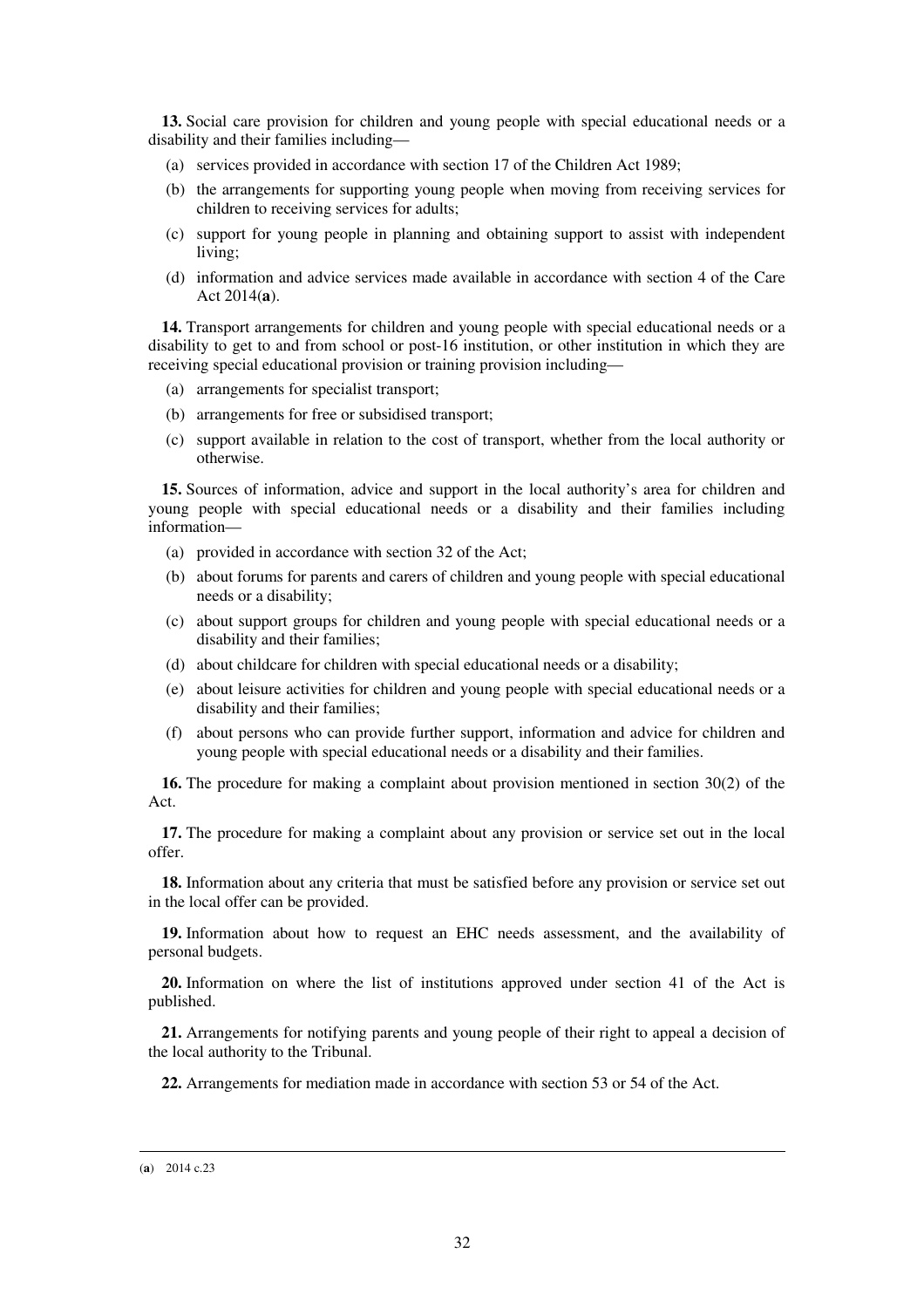**13.** Social care provision for children and young people with special educational needs or a disability and their families including—

(a) services provided in accordance with section 17 of the Children Act 1989;

(b) the arrangements for supporting young people when moving from receiving services for children to receiving services for adults;

(c) support for young people in planning and obtaining support to assist with independent living;

(d) information and advice services made available in accordance with section 4 of the Care Act 2014(**a**).

**14.** Transport arrangements for children and young people with special educational needs or a disability to get to and from school or post-16 institution, or other institution in which they are receiving special educational provision or training provision including—

(a) arrangements for specialist transport;

(b) arrangements for free or subsidised transport;

(c) support available in relation to the cost of transport, whether from the local authority or otherwise.

**15.** Sources of information, advice and support in the local authority's area for children and young people with special educational needs or a disability and their families including information—

(a) provided in accordance with section 32 of the Act;

(b) about forums for parents and carers of children and young people with special educational needs or a disability;

(c) about support groups for children and young people with special educational needs or a disability and their families;

(d) about childcare for children with special educational needs or a disability;

(e) about leisure activities for children and young people with special educational needs or a disability and their families;

(f) about persons who can provide further support, information and advice for children and young people with special educational needs or a disability and their families.

**16.** The procedure for making a complaint about provision mentioned in section 30(2) of the Act.

**17.** The procedure for making a complaint about any provision or service set out in the local offer.

**18.** Information about any criteria that must be satisfied before any provision or service set out in the local offer can be provided.

**19.** Information about how to request an EHC needs assessment, and the availability of personal budgets.

**20.** Information on where the list of institutions approved under section 41 of the Act is published.

**21.** Arrangements for notifying parents and young people of their right to appeal a decision of the local authority to the Tribunal.

**22.** Arrangements for mediation made in accordance with section 53 or 54 of the Act.

---

(**a**) 2014 c.23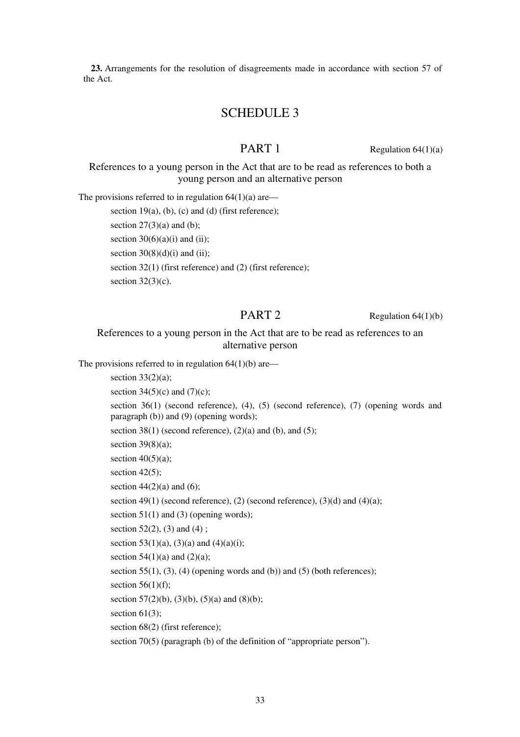**23.** Arrangements for the resolution of disagreements made in accordance with section 57 of the Act.

# SCHEDULE 3

## PART 1

Regulation 64(1)(a)

### References to a young person in the Act that are to be read as references to both a young person and an alternative person

The provisions referred to in regulation 64(1)(a) are—

section 19(a), (b), (c) and (d) (first reference);

section 27(3)(a) and (b);

section 30(6)(a)(i) and (ii);

section 30(8)(d)(i) and (ii);

section 32(1) (first reference) and (2) (first reference);

section 32(3)(c).

## PART 2

Regulation 64(1)(b)

### References to a young person in the Act that are to be read as references to an alternative person

The provisions referred to in regulation 64(1)(b) are—

section 33(2)(a);

section 34(5)(c) and (7)(c);

section 36(1) (second reference), (4), (5) (second reference), (7) (opening words and paragraph (b)) and (9) (opening words);

section 38(1) (second reference), (2)(a) and (b), and (5);

section 39(8)(a);

section 40(5)(a);

section 42(5);

section 44(2)(a) and (6);

section 49(1) (second reference), (2) (second reference), (3)(d) and (4)(a);

section 51(1) and (3) (opening words);

section 52(2), (3) and (4) ;

section 53(1)(a), (3)(a) and (4)(a)(i);

section 54(1)(a) and (2)(a);

section 55(1), (3), (4) (opening words and (b)) and (5) (both references);

section 56(1)(f);

section 57(2)(b), (3)(b), (5)(a) and (8)(b);

section 61(3);

section 68(2) (first reference);

section 70(5) (paragraph (b) of the definition of "appropriate person").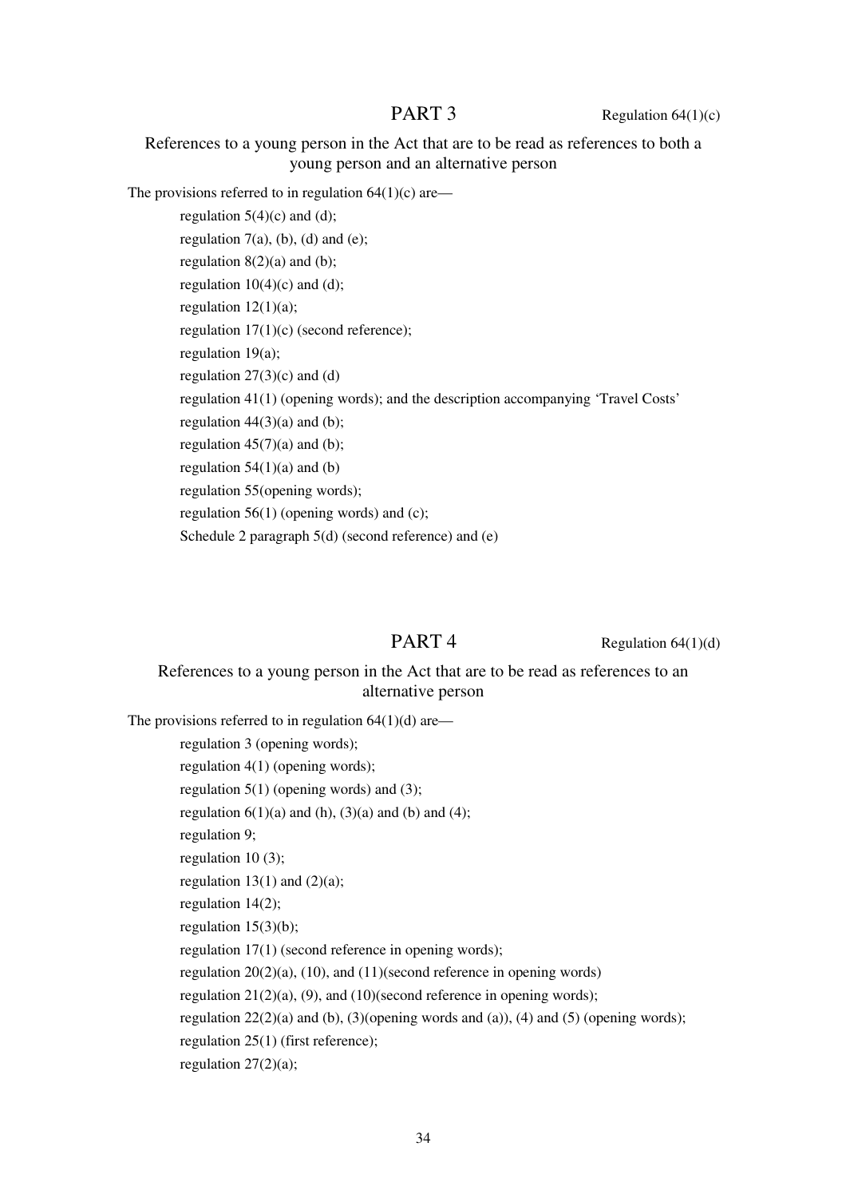## PART 3

Regulation 64(1)(c)

### References to a young person in the Act that are to be read as references to both a young person and an alternative person

The provisions referred to in regulation 64(1)(c) are—

regulation 5(4)(c) and (d);

regulation 7(a), (b), (d) and (e);

regulation 8(2)(a) and (b);

regulation 10(4)(c) and (d);

regulation 12(1)(a);

regulation 17(1)(c) (second reference);

regulation 19(a);

regulation 27(3)(c) and (d)

regulation 41(1) (opening words); and the description accompanying 'Travel Costs'

regulation 44(3)(a) and (b);

regulation 45(7)(a) and (b);

regulation 54(1)(a) and (b)

regulation 55(opening words);

regulation 56(1) (opening words) and (c);

Schedule 2 paragraph 5(d) (second reference) and (e)

## PART 4

Regulation 64(1)(d)

### References to a young person in the Act that are to be read as references to an alternative person

The provisions referred to in regulation 64(1)(d) are—

regulation 3 (opening words);

regulation 4(1) (opening words);

regulation 5(1) (opening words) and (3);

regulation 6(1)(a) and (h), (3)(a) and (b) and (4);

regulation 9;

regulation 10 (3);

regulation 13(1) and (2)(a);

regulation 14(2);

regulation 15(3)(b);

regulation 17(1) (second reference in opening words);

regulation 20(2)(a), (10), and (11)(second reference in opening words)

regulation 21(2)(a), (9), and (10)(second reference in opening words);

regulation 22(2)(a) and (b), (3)(opening words and (a)), (4) and (5) (opening words);

regulation 25(1) (first reference);

regulation 27(2)(a);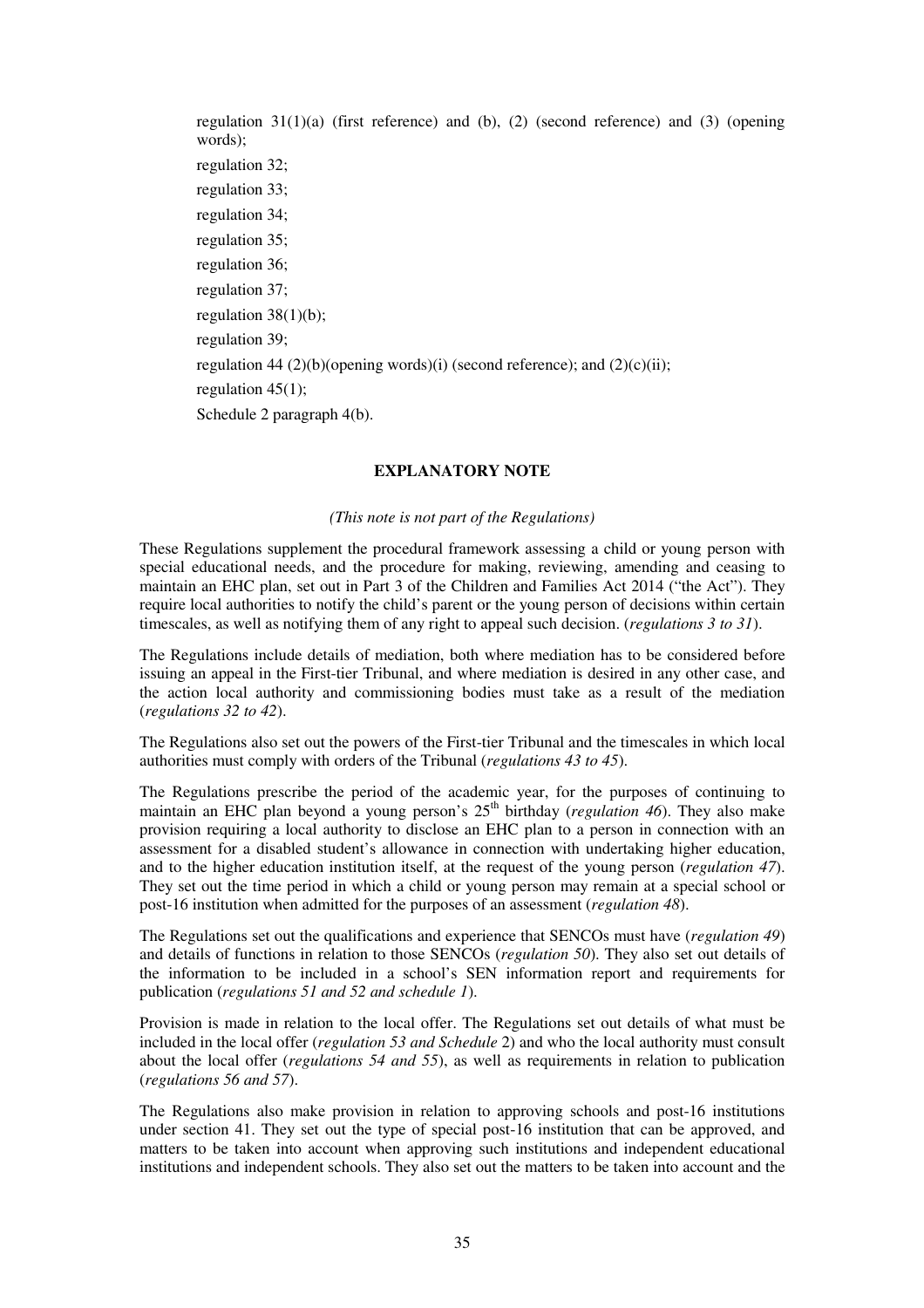regulation 31(1)(a) (first reference) and (b), (2) (second reference) and (3) (opening words);

regulation 32;

regulation 33;

regulation 34;

regulation 35;

regulation 36;

regulation 37;

regulation 38(1)(b);

regulation 39;

regulation 44 (2)(b)(opening words)(i) (second reference); and (2)(c)(ii);

regulation 45(1);

Schedule 2 paragraph 4(b).

## EXPLANATORY NOTE

*(This note is not part of the Regulations)*

These Regulations supplement the procedural framework assessing a child or young person with special educational needs, and the procedure for making, reviewing, amending and ceasing to maintain an EHC plan, set out in Part 3 of the Children and Families Act 2014 ("the Act"). They require local authorities to notify the child's parent or the young person of decisions within certain timescales, as well as notifying them of any right to appeal such decision. (*regulations 3 to 31*).

The Regulations include details of mediation, both where mediation has to be considered before issuing an appeal in the First-tier Tribunal, and where mediation is desired in any other case, and the action local authority and commissioning bodies must take as a result of the mediation (*regulations 32 to 42*).

The Regulations also set out the powers of the First-tier Tribunal and the timescales in which local authorities must comply with orders of the Tribunal (*regulations 43 to 45*).

The Regulations prescribe the period of the academic year, for the purposes of continuing to maintain an EHC plan beyond a young person's 25th birthday (*regulation 46*). They also make provision requiring a local authority to disclose an EHC plan to a person in connection with an assessment for a disabled student's allowance in connection with undertaking higher education, and to the higher education institution itself, at the request of the young person (*regulation 47*). They set out the time period in which a child or young person may remain at a special school or post-16 institution when admitted for the purposes of an assessment (*regulation 48*).

The Regulations set out the qualifications and experience that SENCOs must have (*regulation 49*) and details of functions in relation to those SENCOs (*regulation 50*). They also set out details of the information to be included in a school's SEN information report and requirements for publication (*regulations 51 and 52 and schedule 1*).

Provision is made in relation to the local offer. The Regulations set out details of what must be included in the local offer (*regulation 53 and Schedule* 2) and who the local authority must consult about the local offer (*regulations 54 and 55*), as well as requirements in relation to publication (*regulations 56 and 57*).

The Regulations also make provision in relation to approving schools and post-16 institutions under section 41. They set out the type of special post-16 institution that can be approved, and matters to be taken into account when approving such institutions and independent educational institutions and independent schools. They also set out the matters to be taken into account and the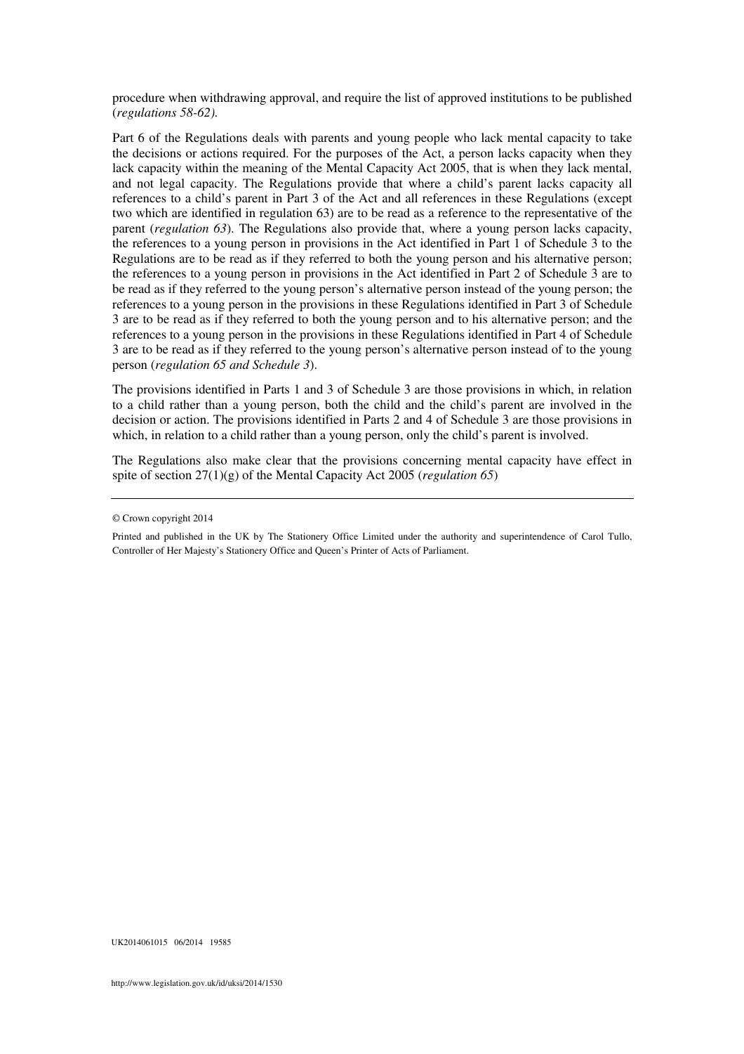procedure when withdrawing approval, and require the list of approved institutions to be published (*regulations 58-62).*

Part 6 of the Regulations deals with parents and young people who lack mental capacity to take the decisions or actions required. For the purposes of the Act, a person lacks capacity when they lack capacity within the meaning of the Mental Capacity Act 2005, that is when they lack mental, and not legal capacity. The Regulations provide that where a child's parent lacks capacity all references to a child's parent in Part 3 of the Act and all references in these Regulations (except two which are identified in regulation 63) are to be read as a reference to the representative of the parent (*regulation 63*). The Regulations also provide that, where a young person lacks capacity, the references to a young person in provisions in the Act identified in Part 1 of Schedule 3 to the Regulations are to be read as if they referred to both the young person and his alternative person; the references to a young person in provisions in the Act identified in Part 2 of Schedule 3 are to be read as if they referred to the young person's alternative person instead of the young person; the references to a young person in the provisions in these Regulations identified in Part 3 of Schedule 3 are to be read as if they referred to both the young person and to his alternative person; and the references to a young person in the provisions in these Regulations identified in Part 4 of Schedule 3 are to be read as if they referred to the young person's alternative person instead of to the young person (*regulation 65 and Schedule 3*).

The provisions identified in Parts 1 and 3 of Schedule 3 are those provisions in which, in relation to a child rather than a young person, both the child and the child's parent are involved in the decision or action. The provisions identified in Parts 2 and 4 of Schedule 3 are those provisions in which, in relation to a child rather than a young person, only the child's parent is involved.

The Regulations also make clear that the provisions concerning mental capacity have effect in spite of section 27(1)(g) of the Mental Capacity Act 2005 (*regulation 65*)

---

© Crown copyright 2014

Printed and published in the UK by The Stationery Office Limited under the authority and superintendence of Carol Tullo, Controller of Her Majesty's Stationery Office and Queen's Printer of Acts of Parliament.

UK2014061015 06/2014 19585

http://www.legislation.gov.uk/id/uksi/2014/1530